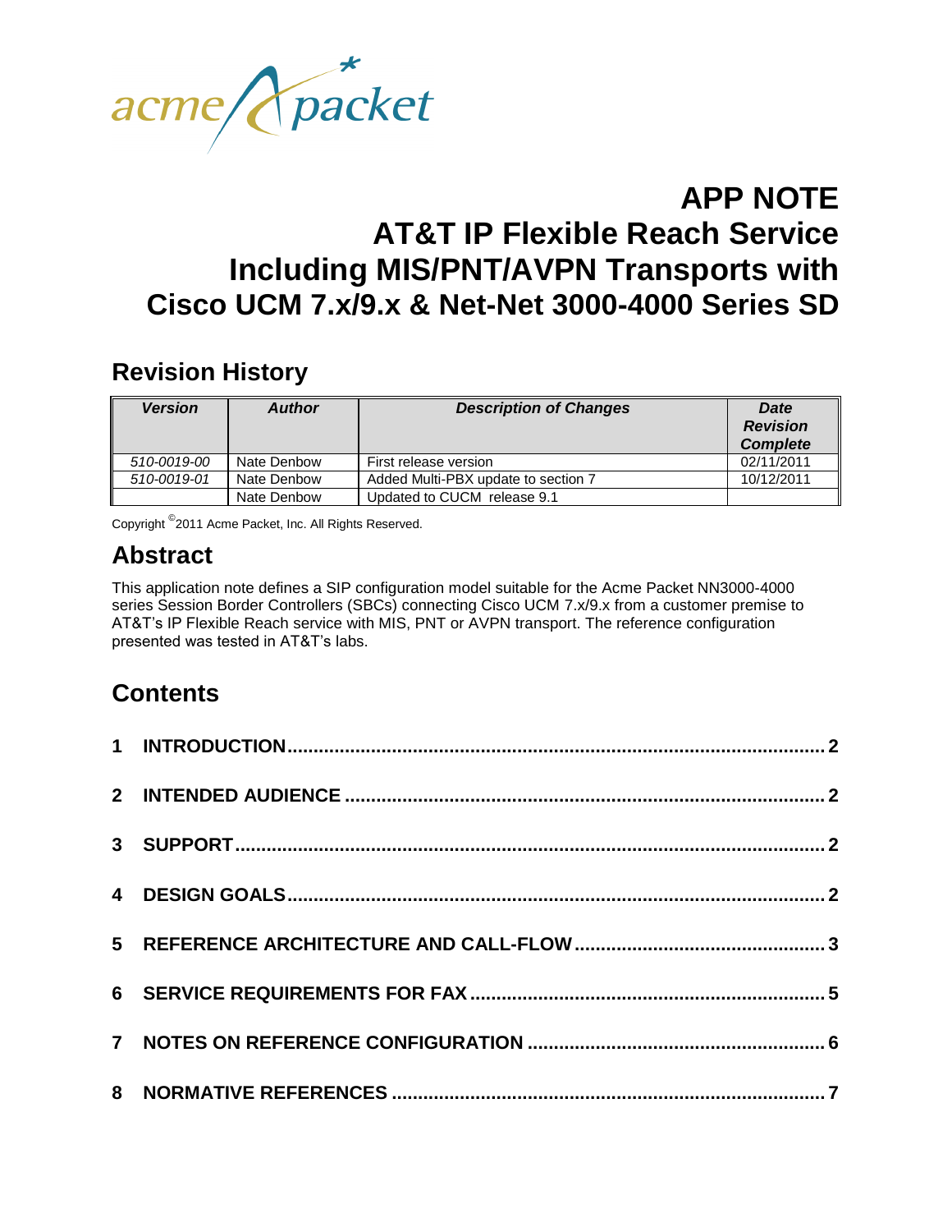# APP NOTE
# AT&T IP Flexible Reach Service Including MIS/PNT/AVPN Transports with Cisco UCM 7.x/9.x & Net-Net 3000-4000 Series SD

## Revision History

| *Version* | *Author* | *Description of Changes* | *Date Revision Complete* |
|---|---|---|---|
| *510-0019-00* | Nate Denbow | First release version | 02/11/2011 |
| *510-0019-01* | Nate Denbow | Added Multi-PBX update to section 7 | 10/12/2011 |
| | Nate Denbow | Updated to CUCM release 9.1 | |

Copyright ©2011 Acme Packet, Inc. All Rights Reserved.

## Abstract

This application note defines a SIP configuration model suitable for the Acme Packet NN3000-4000 series Session Border Controllers (SBCs) connecting Cisco UCM 7.x/9.x from a customer premise to AT&T's IP Flexible Reach service with MIS, PNT or AVPN transport. The reference configuration presented was tested in AT&T's labs.

## Contents

1 INTRODUCTION ..... 2

2 INTENDED AUDIENCE ..... 2

3 SUPPORT ..... 2

4 DESIGN GOALS ..... 2

5 REFERENCE ARCHITECTURE AND CALL-FLOW ..... 3

6 SERVICE REQUIREMENTS FOR FAX ..... 5

7 NOTES ON REFERENCE CONFIGURATION ..... 6

8 NORMATIVE REFERENCES ..... 7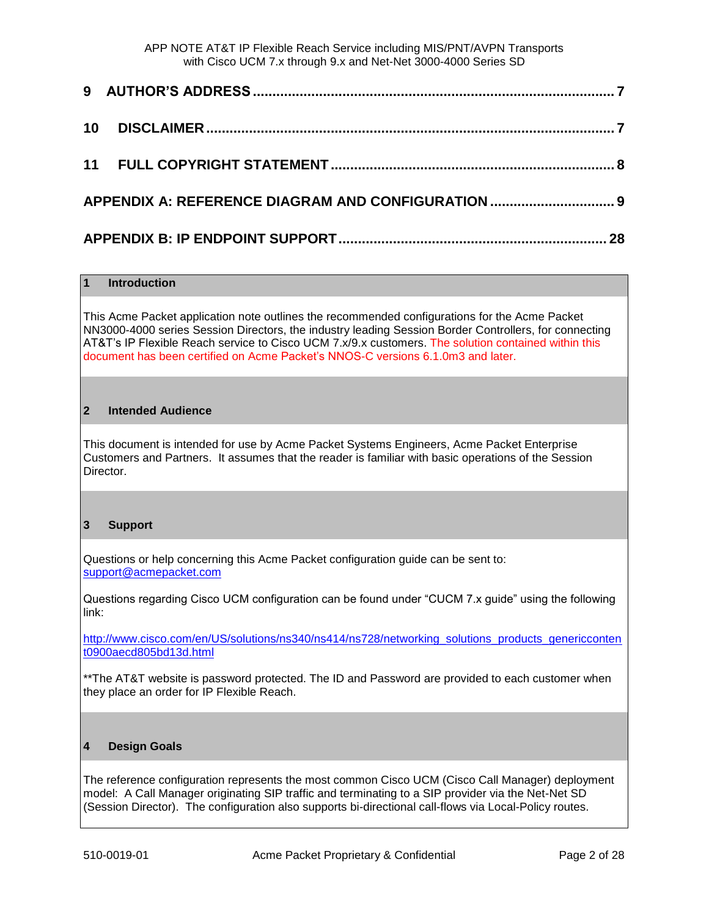| | |
|---|---|
| **9 AUTHOR'S ADDRESS** | **7** |
| **10 DISCLAIMER** | **7** |
| **11 FULL COPYRIGHT STATEMENT** | **8** |
| **APPENDIX A: REFERENCE DIAGRAM AND CONFIGURATION** | **9** |
| **APPENDIX B: IP ENDPOINT SUPPORT** | **28** |

## 1 Introduction

This Acme Packet application note outlines the recommended configurations for the Acme Packet NN3000-4000 series Session Directors, the industry leading Session Border Controllers, for connecting AT&T's IP Flexible Reach service to Cisco UCM 7.x/9.x customers. The solution contained within this document has been certified on Acme Packet's NNOS-C versions 6.1.0m3 and later.

## 2 Intended Audience

This document is intended for use by Acme Packet Systems Engineers, Acme Packet Enterprise Customers and Partners. It assumes that the reader is familiar with basic operations of the Session Director.

## 3 Support

Questions or help concerning this Acme Packet configuration guide can be sent to: support@acmepacket.com

Questions regarding Cisco UCM configuration can be found under "CUCM 7.x guide" using the following link:

http://www.cisco.com/en/US/solutions/ns340/ns414/ns728/networking_solutions_products_genericcontent0900aecd805bd13d.html

**The AT&T website is password protected. The ID and Password are provided to each customer when they place an order for IP Flexible Reach.

## 4 Design Goals

The reference configuration represents the most common Cisco UCM (Cisco Call Manager) deployment model: A Call Manager originating SIP traffic and terminating to a SIP provider via the Net-Net SD (Session Director). The configuration also supports bi-directional call-flows via Local-Policy routes.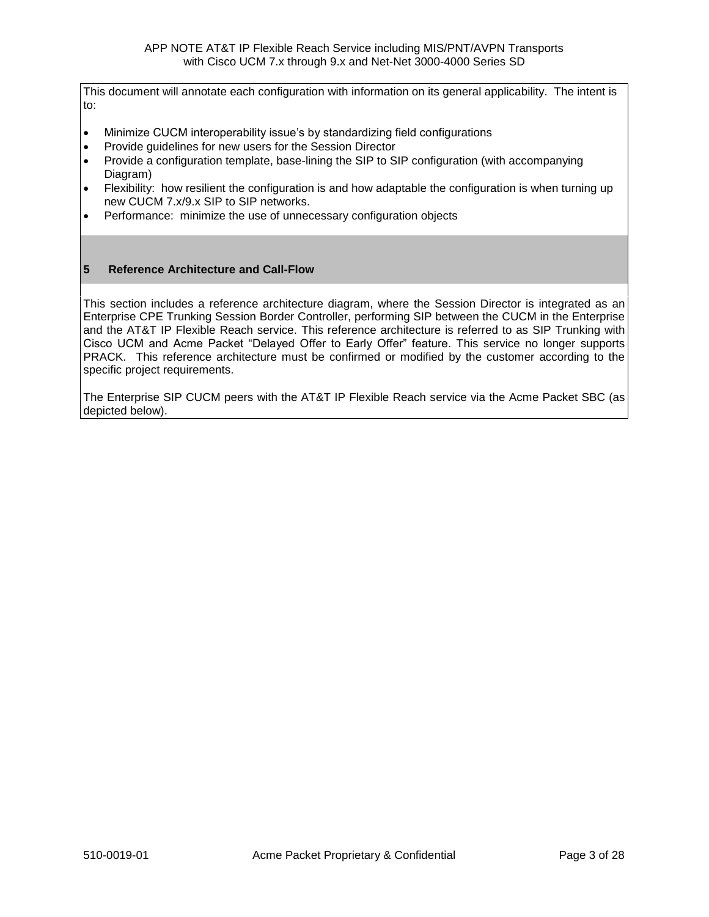This document will annotate each configuration with information on its general applicability. The intent is to:

- Minimize CUCM interoperability issue's by standardizing field configurations
- Provide guidelines for new users for the Session Director
- Provide a configuration template, base-lining the SIP to SIP configuration (with accompanying Diagram)
- Flexibility: how resilient the configuration is and how adaptable the configuration is when turning up new CUCM 7.x/9.x SIP to SIP networks.
- Performance: minimize the use of unnecessary configuration objects

## 5 Reference Architecture and Call-Flow

This section includes a reference architecture diagram, where the Session Director is integrated as an Enterprise CPE Trunking Session Border Controller, performing SIP between the CUCM in the Enterprise and the AT&T IP Flexible Reach service. This reference architecture is referred to as SIP Trunking with Cisco UCM and Acme Packet "Delayed Offer to Early Offer" feature. This service no longer supports PRACK. This reference architecture must be confirmed or modified by the customer according to the specific project requirements.

The Enterprise SIP CUCM peers with the AT&T IP Flexible Reach service via the Acme Packet SBC (as depicted below).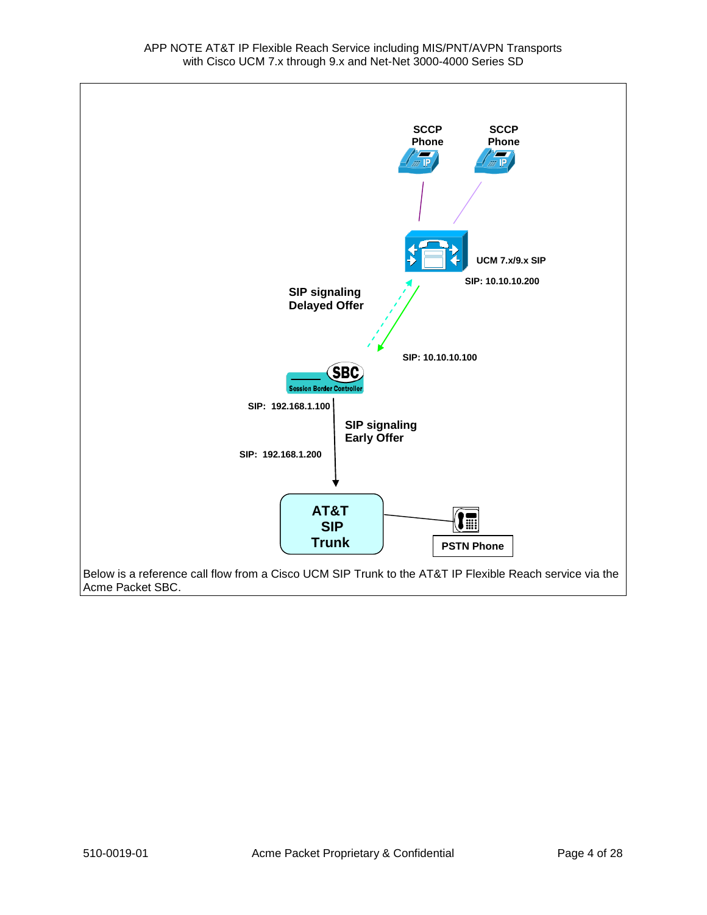SCCP Phone

SCCP Phone

UCM 7.x/9.x SIP

SIP: 10.10.10.200

SIP signaling Delayed Offer

SIP: 10.10.10.100

SBC Session Border Controller

SIP: 192.168.1.100

SIP signaling Early Offer

SIP: 192.168.1.200

AT&T SIP Trunk

PSTN Phone

Below is a reference call flow from a Cisco UCM SIP Trunk to the AT&T IP Flexible Reach service via the Acme Packet SBC.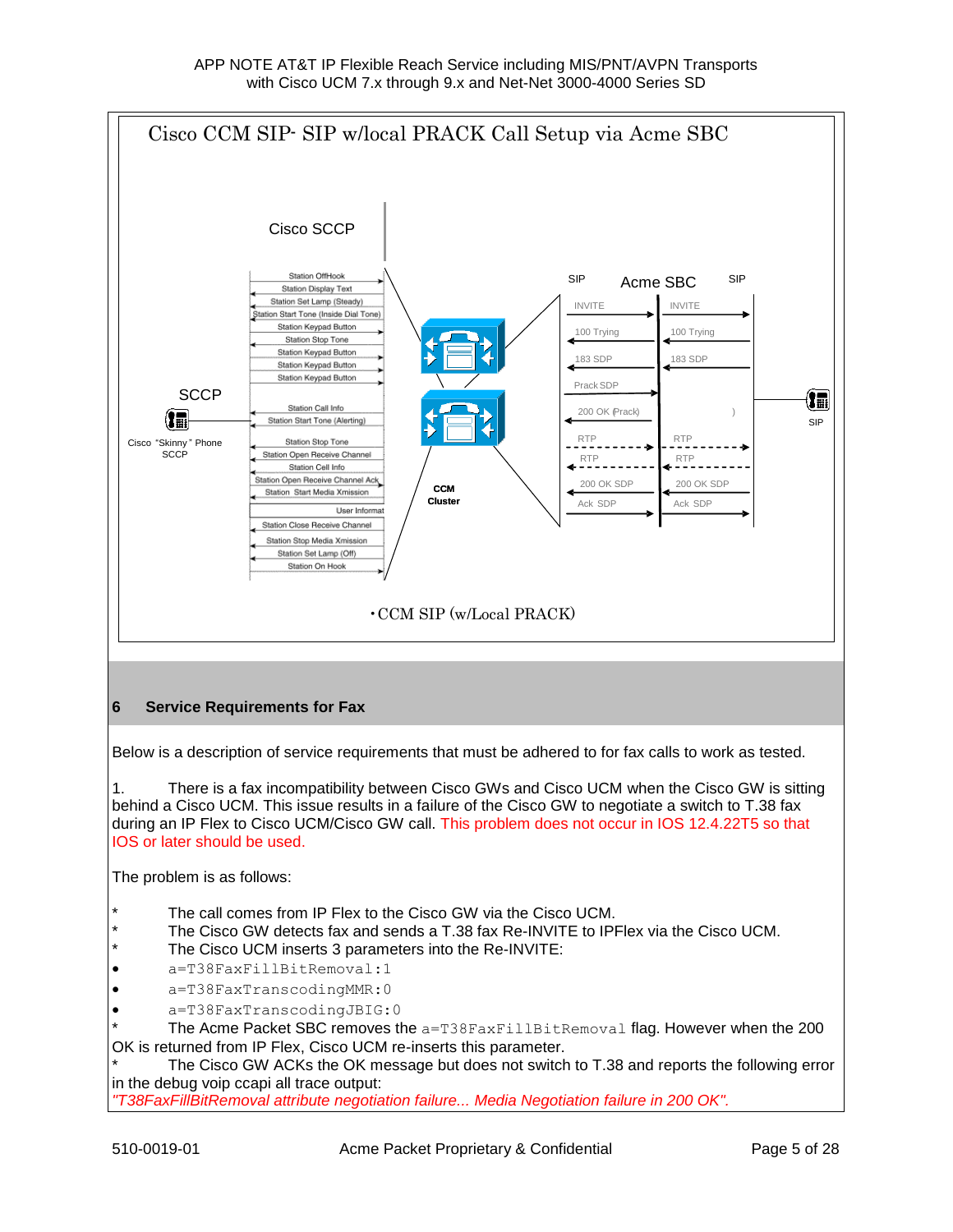Cisco CCM SIP- SIP w/local PRACK Call Setup via Acme SBC

Cisco SCCP

Station OffHook
Station Display Text
Station Set Lamp (Steady)
Station Start Tone (Inside Dial Tone)
Station Keypad Button
Station Stop Tone
Station Keypad Button
Station Keypad Button
Station Keypad Button
Station Call Info
Station Start Tone (Alerting)
Station Stop Tone
Station Open Receive Channel
Station Cell Info
Station Open Receive Channel Ack
Station Start Media Xmission
User Informat
Station Close Receive Channel
Station Stop Media Xmission
Station Set Lamp (Off)
Station On Hook

SCCP

Cisco "Skinny" Phone SCCP

CCM Cluster

SIP Acme SBC SIP

INVITE | INVITE
100 Trying | 100 Trying
183 SDP | 183 SDP
Prack SDP
200 OK (Prack)
RTP | RTP
RTP | RTP
200 OK SDP | 200 OK SDP
Ack SDP | Ack SDP

SIP

• CCM SIP (w/Local PRACK)

## 6 Service Requirements for Fax

Below is a description of service requirements that must be adhered to for fax calls to work as tested.

1. There is a fax incompatibility between Cisco GWs and Cisco UCM when the Cisco GW is sitting behind a Cisco UCM. This issue results in a failure of the Cisco GW to negotiate a switch to T.38 fax during an IP Flex to Cisco UCM/Cisco GW call. This problem does not occur in IOS 12.4.22T5 so that IOS or later should be used.

The problem is as follows:

* The call comes from IP Flex to the Cisco GW via the Cisco UCM.
* The Cisco GW detects fax and sends a T.38 fax Re-INVITE to IPFlex via the Cisco UCM.
* The Cisco UCM inserts 3 parameters into the Re-INVITE:
  - `a=T38FaxFillBitRemoval:1`
  - `a=T38FaxTranscodingMMR:0`
  - `a=T38FaxTranscodingJBIG:0`
* The Acme Packet SBC removes the `a=T38FaxFillBitRemoval` flag. However when the 200 OK is returned from IP Flex, Cisco UCM re-inserts this parameter.
* The Cisco GW ACKs the OK message but does not switch to T.38 and reports the following error in the debug voip ccapi all trace output:

*"T38FaxFillBitRemoval attribute negotiation failure... Media Negotiation failure in 200 OK".*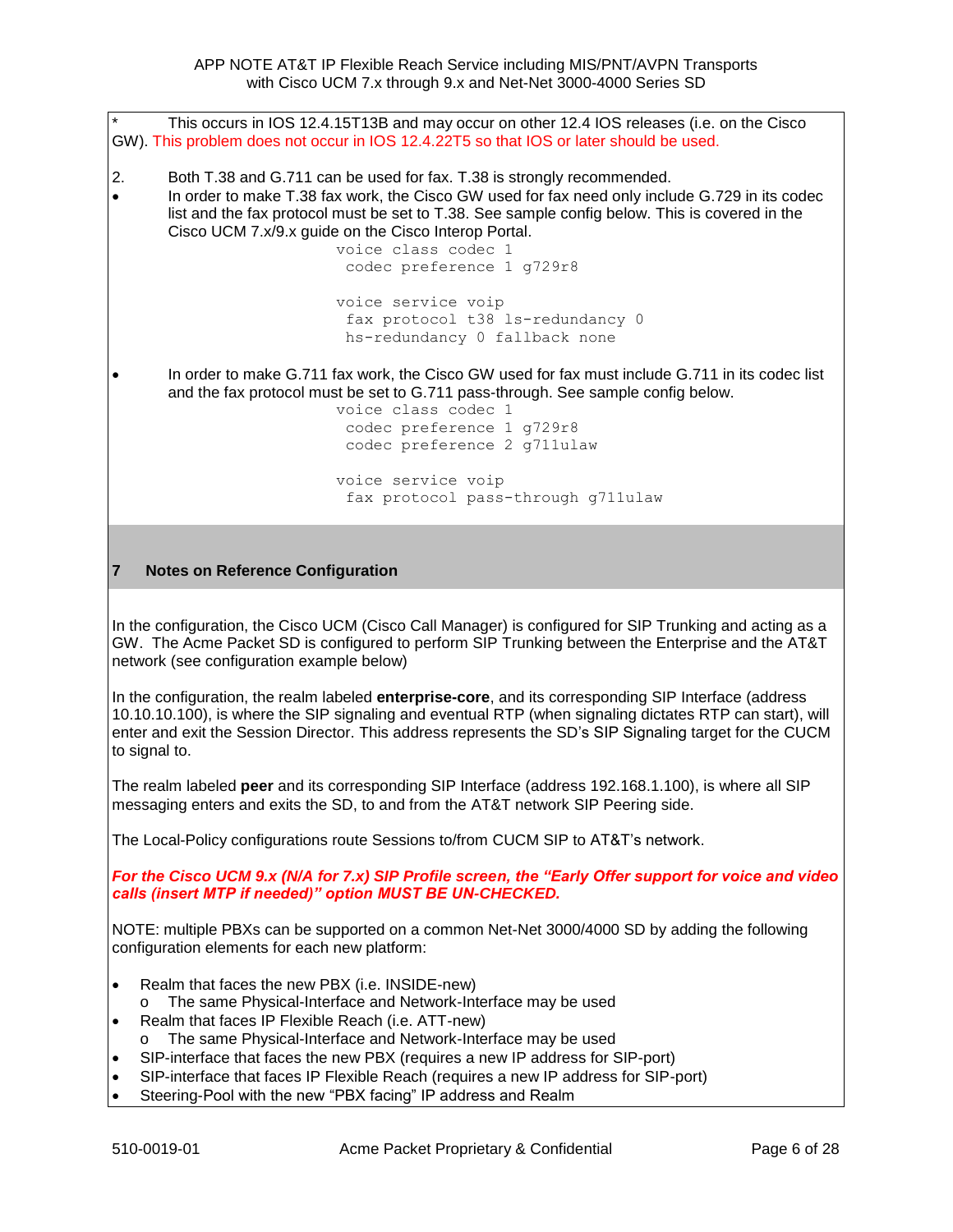\* This occurs in IOS 12.4.15T13B and may occur on other 12.4 IOS releases (i.e. on the Cisco GW). This problem does not occur in IOS 12.4.22T5 so that IOS or later should be used.

2. Both T.38 and G.711 can be used for fax. T.38 is strongly recommended.

- In order to make T.38 fax work, the Cisco GW used for fax need only include G.729 in its codec list and the fax protocol must be set to T.38. See sample config below. This is covered in the Cisco UCM 7.x/9.x guide on the Cisco Interop Portal.

```
voice class codec 1
 codec preference 1 g729r8

voice service voip
 fax protocol t38 ls-redundancy 0
 hs-redundancy 0 fallback none
```

- In order to make G.711 fax work, the Cisco GW used for fax must include G.711 in its codec list and the fax protocol must be set to G.711 pass-through. See sample config below.

```
voice class codec 1
 codec preference 1 g729r8
 codec preference 2 g711ulaw

voice service voip
 fax protocol pass-through g711ulaw
```

## 7 Notes on Reference Configuration

In the configuration, the Cisco UCM (Cisco Call Manager) is configured for SIP Trunking and acting as a GW. The Acme Packet SD is configured to perform SIP Trunking between the Enterprise and the AT&T network (see configuration example below)

In the configuration, the realm labeled **enterprise-core**, and its corresponding SIP Interface (address 10.10.10.100), is where the SIP signaling and eventual RTP (when signaling dictates RTP can start), will enter and exit the Session Director. This address represents the SD's SIP Signaling target for the CUCM to signal to.

The realm labeled **peer** and its corresponding SIP Interface (address 192.168.1.100), is where all SIP messaging enters and exits the SD, to and from the AT&T network SIP Peering side.

The Local-Policy configurations route Sessions to/from CUCM SIP to AT&T's network.

***For the Cisco UCM 9.x (N/A for 7.x) SIP Profile screen, the "Early Offer support for voice and video calls (insert MTP if needed)" option MUST BE UN-CHECKED.***

NOTE: multiple PBXs can be supported on a common Net-Net 3000/4000 SD by adding the following configuration elements for each new platform:

- Realm that faces the new PBX (i.e. INSIDE-new)
  - The same Physical-Interface and Network-Interface may be used
- Realm that faces IP Flexible Reach (i.e. ATT-new)
  - The same Physical-Interface and Network-Interface may be used
- SIP-interface that faces the new PBX (requires a new IP address for SIP-port)
- SIP-interface that faces IP Flexible Reach (requires a new IP address for SIP-port)
- Steering-Pool with the new "PBX facing" IP address and Realm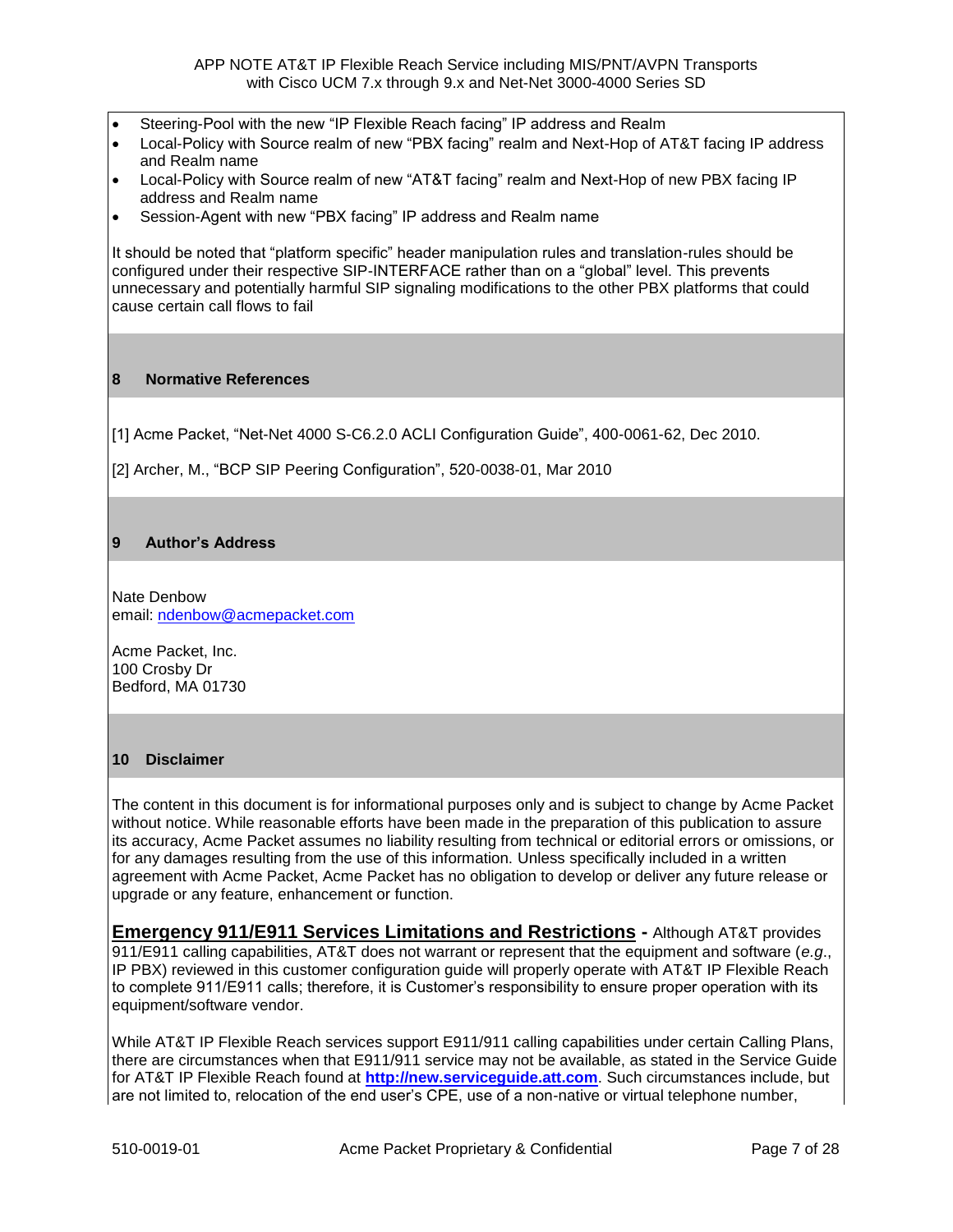- Steering-Pool with the new “IP Flexible Reach facing” IP address and Realm
- Local-Policy with Source realm of new “PBX facing” realm and Next-Hop of AT&T facing IP address and Realm name
- Local-Policy with Source realm of new “AT&T facing” realm and Next-Hop of new PBX facing IP address and Realm name
- Session-Agent with new “PBX facing” IP address and Realm name

It should be noted that “platform specific” header manipulation rules and translation-rules should be configured under their respective SIP-INTERFACE rather than on a “global” level. This prevents unnecessary and potentially harmful SIP signaling modifications to the other PBX platforms that could cause certain call flows to fail

## 8 Normative References

[1] Acme Packet, “Net-Net 4000 S-C6.2.0 ACLI Configuration Guide”, 400-0061-62, Dec 2010.

[2] Archer, M., “BCP SIP Peering Configuration”, 520-0038-01, Mar 2010

## 9 Author’s Address

Nate Denbow
email: ndenbow@acmepacket.com

Acme Packet, Inc.
100 Crosby Dr
Bedford, MA 01730

## 10 Disclaimer

The content in this document is for informational purposes only and is subject to change by Acme Packet without notice. While reasonable efforts have been made in the preparation of this publication to assure its accuracy, Acme Packet assumes no liability resulting from technical or editorial errors or omissions, or for any damages resulting from the use of this information. Unless specifically included in a written agreement with Acme Packet, Acme Packet has no obligation to develop or deliver any future release or upgrade or any feature, enhancement or function.

**Emergency 911/E911 Services Limitations and Restrictions -** Although AT&T provides 911/E911 calling capabilities, AT&T does not warrant or represent that the equipment and software (*e.g.*, IP PBX) reviewed in this customer configuration guide will properly operate with AT&T IP Flexible Reach to complete 911/E911 calls; therefore, it is Customer’s responsibility to ensure proper operation with its equipment/software vendor.

While AT&T IP Flexible Reach services support E911/911 calling capabilities under certain Calling Plans, there are circumstances when that E911/911 service may not be available, as stated in the Service Guide for AT&T IP Flexible Reach found at **http://new.serviceguide.att.com**. Such circumstances include, but are not limited to, relocation of the end user’s CPE, use of a non-native or virtual telephone number,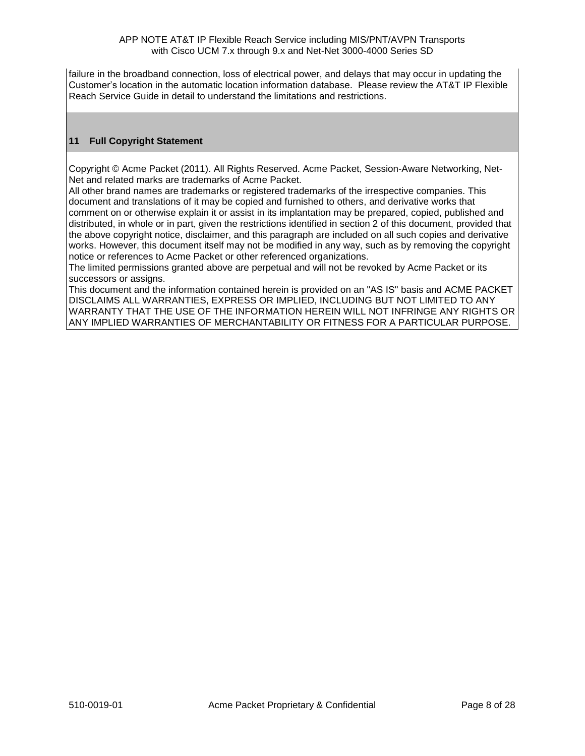failure in the broadband connection, loss of electrical power, and delays that may occur in updating the Customer's location in the automatic location information database. Please review the AT&T IP Flexible Reach Service Guide in detail to understand the limitations and restrictions.

## 11 Full Copyright Statement

Copyright © Acme Packet (2011). All Rights Reserved. Acme Packet, Session-Aware Networking, Net-Net and related marks are trademarks of Acme Packet.

All other brand names are trademarks or registered trademarks of the irrespective companies. This document and translations of it may be copied and furnished to others, and derivative works that comment on or otherwise explain it or assist in its implantation may be prepared, copied, published and distributed, in whole or in part, given the restrictions identified in section 2 of this document, provided that the above copyright notice, disclaimer, and this paragraph are included on all such copies and derivative works. However, this document itself may not be modified in any way, such as by removing the copyright notice or references to Acme Packet or other referenced organizations.

The limited permissions granted above are perpetual and will not be revoked by Acme Packet or its successors or assigns.

This document and the information contained herein is provided on an "AS IS" basis and ACME PACKET DISCLAIMS ALL WARRANTIES, EXPRESS OR IMPLIED, INCLUDING BUT NOT LIMITED TO ANY WARRANTY THAT THE USE OF THE INFORMATION HEREIN WILL NOT INFRINGE ANY RIGHTS OR ANY IMPLIED WARRANTIES OF MERCHANTABILITY OR FITNESS FOR A PARTICULAR PURPOSE.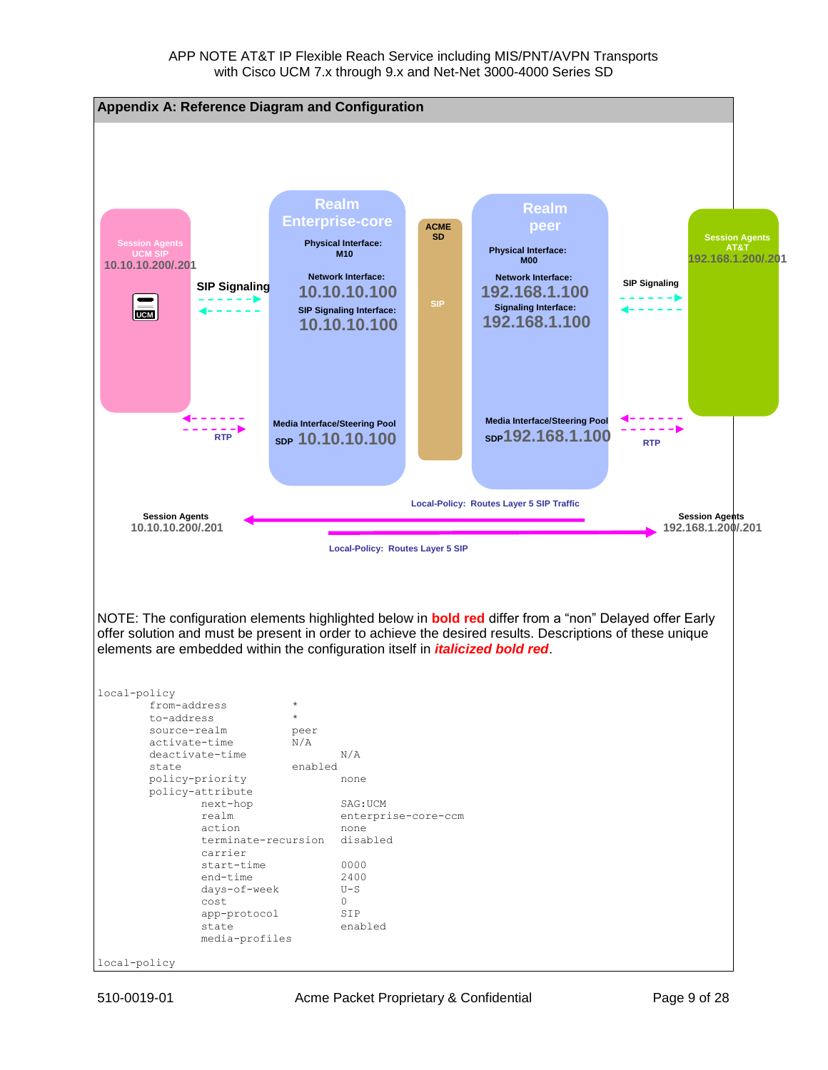## Appendix A: Reference Diagram and Configuration

Session Agents UCM SIP 10.10.10.200/.201

UCM

SIP Signaling

Realm Enterprise-core

Physical Interface: M10

Network Interface: 10.10.10.100

SIP Signaling Interface: 10.10.10.100

Media Interface/Steering Pool SDP 10.10.10.100

ACME SD

SIP

Realm peer

Physical Interface: M00

Network Interface: 192.168.1.100

Signaling Interface: 192.168.1.100

Media Interface/Steering Pool SDP192.168.1.100

SIP Signaling

Session Agents AT&T 192.168.1.200/.201

RTP

RTP

Local-Policy: Routes Layer 5 SIP Traffic

Session Agents 10.10.10.200/.201

Session Agents 192.168.1.200/.201

Local-Policy: Routes Layer 5 SIP

NOTE: The configuration elements highlighted below in **bold red** differ from a "non" Delayed offer Early offer solution and must be present in order to achieve the desired results. Descriptions of these unique elements are embedded within the configuration itself in ***italicized bold red***.

```
local-policy
        from-address            *
        to-address              *
        source-realm            peer
        activate-time           N/A
        deactivate-time                 N/A
        state                   enabled
        policy-priority                 none
        policy-attribute
                next-hop                SAG:UCM
                realm                   enterprise-core-ccm
                action                  none
                terminate-recursion     disabled
                carrier
                start-time              0000
                end-time                2400
                days-of-week            U-S
                cost                    0
                app-protocol            SIP
                state                   enabled
                media-profiles

local-policy
```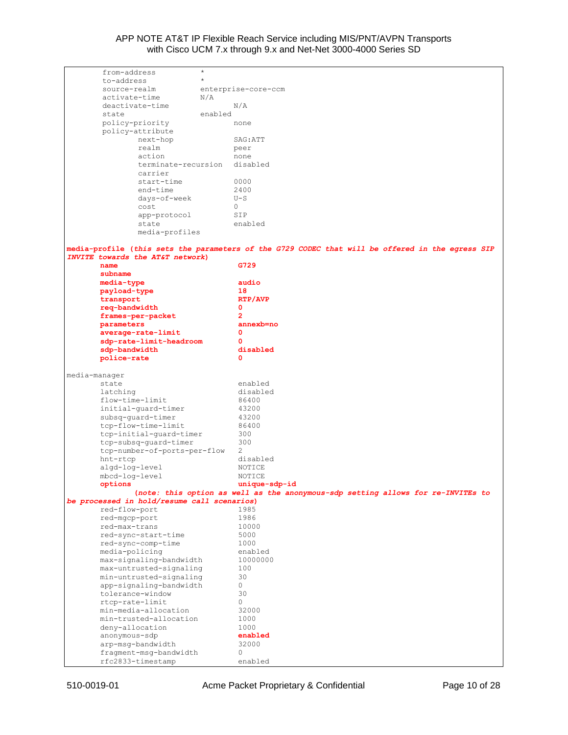```
        from-address          *
        to-address            *
        source-realm          enterprise-core-ccm
        activate-time         N/A
        deactivate-time               N/A
        state                 enabled
        policy-priority               none
        policy-attribute
                next-hop              SAG:ATT
                realm                 peer
                action                none
                terminate-recursion   disabled
                carrier
                start-time            0000
                end-time              2400
                days-of-week          U-S
                cost                  0
                app-protocol          SIP
                state                 enabled
                media-profiles

media-profile (this sets the parameters of the G729 CODEC that will be offered in the egress SIP
INVITE towards the AT&T network)
        name                           G729
        subname
        media-type                     audio
        payload-type                   18
        transport                      RTP/AVP
        req-bandwidth                  0
        frames-per-packet              2
        parameters                     annexb=no
        average-rate-limit             0
        sdp-rate-limit-headroom        0
        sdp-bandwidth                  disabled
        police-rate                    0

media-manager
        state                          enabled
        latching                       disabled
        flow-time-limit                86400
        initial-guard-timer            43200
        subsq-guard-timer              43200
        tcp-flow-time-limit            86400
        tcp-initial-guard-timer        300
        tcp-subsq-guard-timer          300
        tcp-number-of-ports-per-flow   2
        hnt-rtcp                       disabled
        algd-log-level                 NOTICE
        mbcd-log-level                 NOTICE
        options                        unique-sdp-id
                (note: this option as well as the anonymous-sdp setting allows for re-INVITEs to
be processed in hold/resume call scenarios)
        red-flow-port                  1985
        red-mgcp-port                  1986
        red-max-trans                  10000
        red-sync-start-time            5000
        red-sync-comp-time             1000
        media-policing                 enabled
        max-signaling-bandwidth        10000000
        max-untrusted-signaling        100
        min-untrusted-signaling        30
        app-signaling-bandwidth        0
        tolerance-window               30
        rtcp-rate-limit                0
        min-media-allocation           32000
        min-trusted-allocation         1000
        deny-allocation                1000
        anonymous-sdp                  enabled
        arp-msg-bandwidth              32000
        fragment-msg-bandwidth         0
        rfc2833-timestamp              enabled
```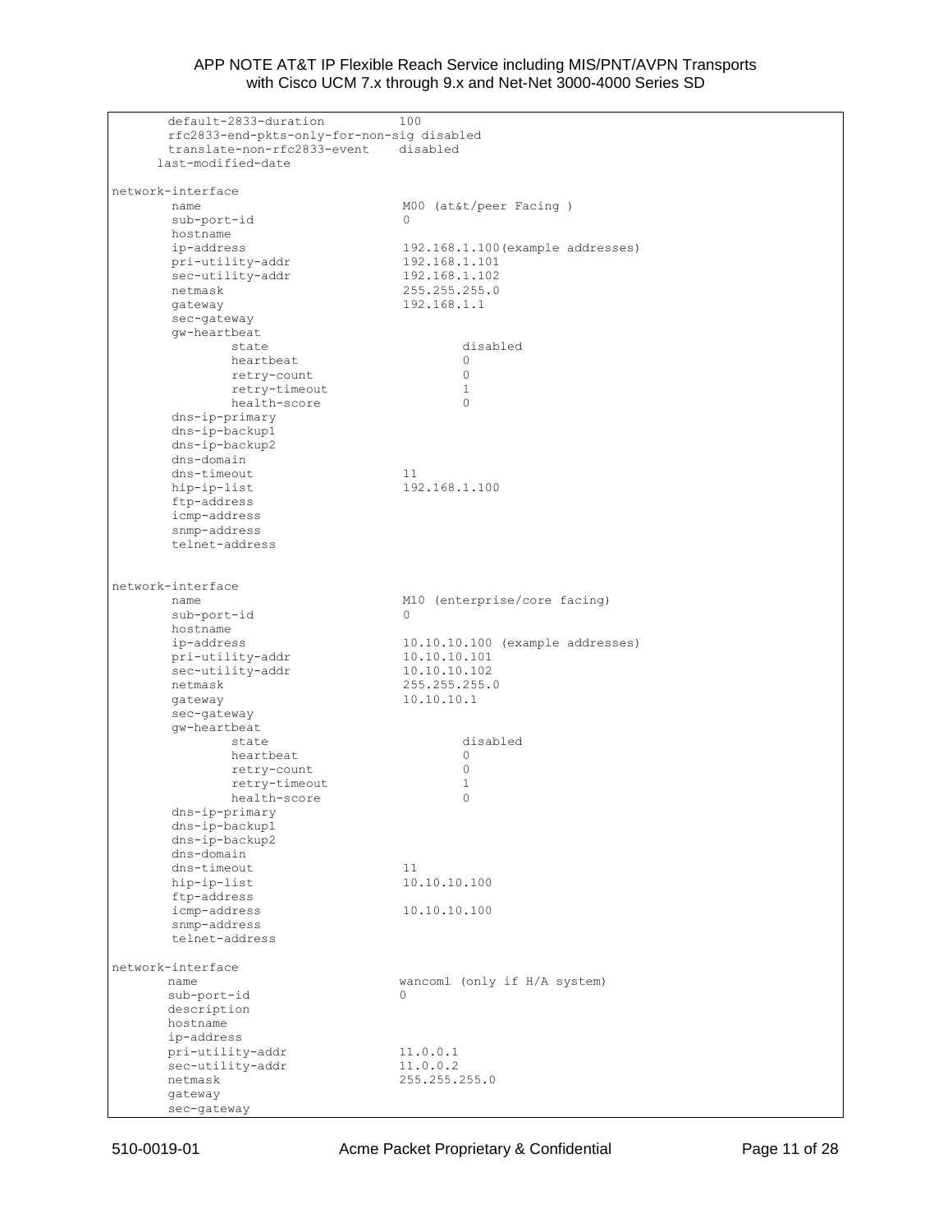```
       default-2833-duration          100
       rfc2833-end-pkts-only-for-non-sig disabled
       translate-non-rfc2833-event    disabled
      last-modified-date

network-interface
        name                           M00 (at&t/peer Facing )
        sub-port-id                    0
        hostname
        ip-address                     192.168.1.100(example addresses)
        pri-utility-addr               192.168.1.101
        sec-utility-addr               192.168.1.102
        netmask                        255.255.255.0
        gateway                        192.168.1.1
        sec-gateway
        gw-heartbeat
                state                          disabled
                heartbeat                      0
                retry-count                    0
                retry-timeout                  1
                health-score                   0
        dns-ip-primary
        dns-ip-backup1
        dns-ip-backup2
        dns-domain
        dns-timeout                    11
        hip-ip-list                    192.168.1.100
        ftp-address
        icmp-address
        snmp-address
        telnet-address


network-interface
        name                           M10 (enterprise/core facing)
        sub-port-id                    0
        hostname
        ip-address                     10.10.10.100 (example addresses)
        pri-utility-addr               10.10.10.101
        sec-utility-addr               10.10.10.102
        netmask                        255.255.255.0
        gateway                        10.10.10.1
        sec-gateway
        gw-heartbeat
                state                          disabled
                heartbeat                      0
                retry-count                    0
                retry-timeout                  1
                health-score                   0
        dns-ip-primary
        dns-ip-backup1
        dns-ip-backup2
        dns-domain
        dns-timeout                    11
        hip-ip-list                    10.10.10.100
        ftp-address
        icmp-address                   10.10.10.100
        snmp-address
        telnet-address

network-interface
       name                           wancom1 (only if H/A system)
       sub-port-id                    0
       description
       hostname
       ip-address
       pri-utility-addr               11.0.0.1
       sec-utility-addr               11.0.0.2
       netmask                        255.255.255.0
       gateway
       sec-gateway
```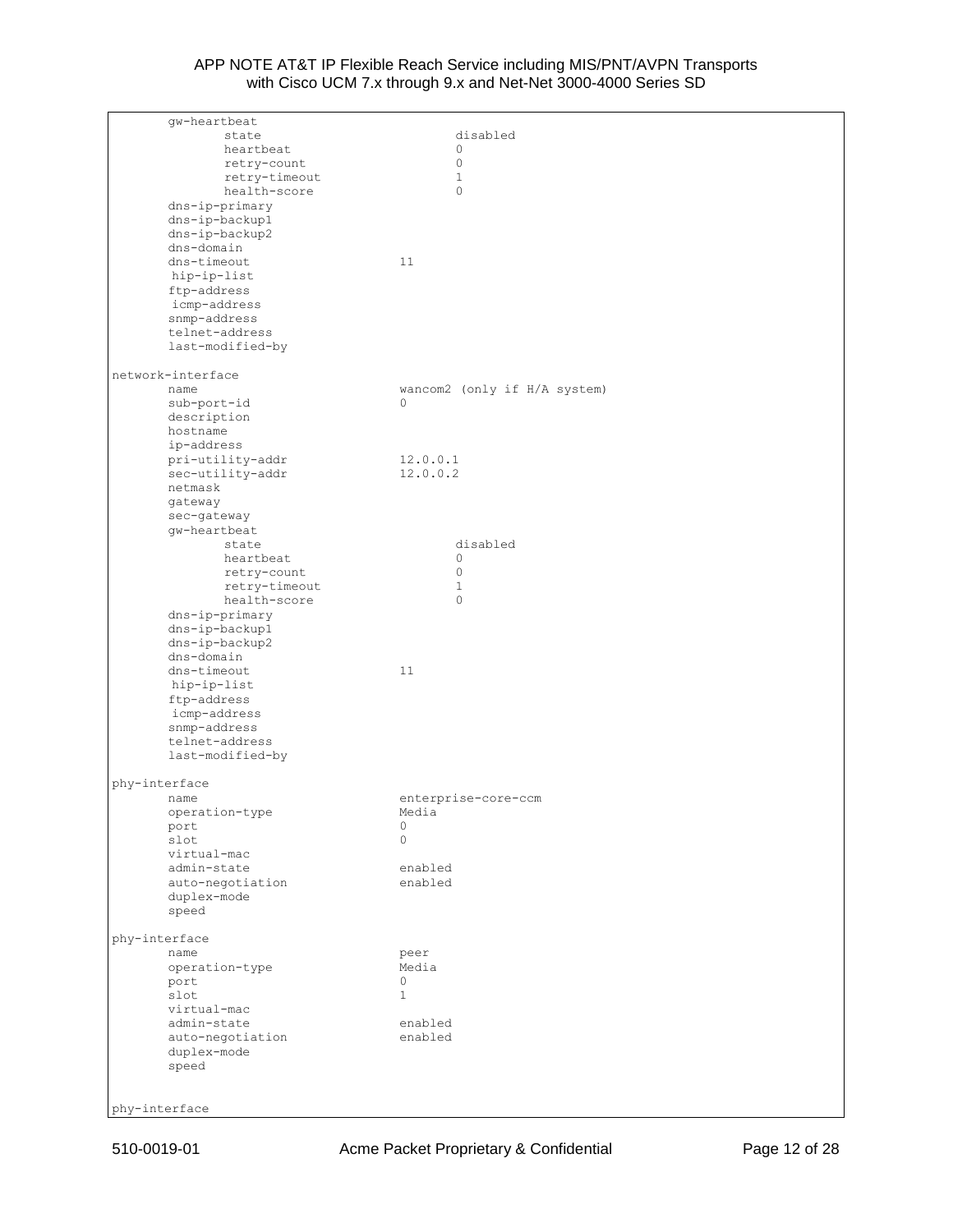```
        gw-heartbeat
                state                           disabled
                heartbeat                       0
                retry-count                     0
                retry-timeout                   1
                health-score                    0
        dns-ip-primary
        dns-ip-backup1
        dns-ip-backup2
        dns-domain
        dns-timeout                     11
         hip-ip-list
        ftp-address
         icmp-address
        snmp-address
        telnet-address
        last-modified-by

network-interface
        name                            wancom2 (only if H/A system)
        sub-port-id                     0
        description
        hostname
        ip-address
        pri-utility-addr                12.0.0.1
        sec-utility-addr                12.0.0.2
        netmask
        gateway
        sec-gateway
        gw-heartbeat
                state                           disabled
                heartbeat                       0
                retry-count                     0
                retry-timeout                   1
                health-score                    0
        dns-ip-primary
        dns-ip-backup1
        dns-ip-backup2
        dns-domain
        dns-timeout                     11
         hip-ip-list
        ftp-address
         icmp-address
        snmp-address
        telnet-address
        last-modified-by

phy-interface
        name                            enterprise-core-ccm
        operation-type                  Media
        port                            0
        slot                            0
        virtual-mac
        admin-state                     enabled
        auto-negotiation                enabled
        duplex-mode
        speed

phy-interface
        name                            peer
        operation-type                  Media
        port                            0
        slot                            1
        virtual-mac
        admin-state                     enabled
        auto-negotiation                enabled
        duplex-mode
        speed


phy-interface
```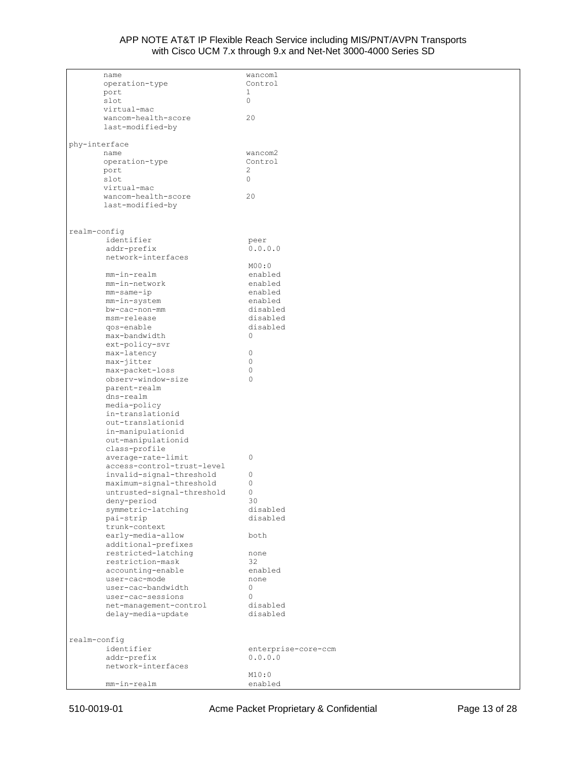```
        name                            wancom1
        operation-type                  Control
        port                            1
        slot                            0
        virtual-mac
        wancom-health-score             20
        last-modified-by

phy-interface
        name                            wancom2
        operation-type                  Control
        port                            2
        slot                            0
        virtual-mac
        wancom-health-score             20
        last-modified-by


realm-config
        identifier                      peer
        addr-prefix                     0.0.0.0
        network-interfaces
                                        M00:0
        mm-in-realm                     enabled
        mm-in-network                   enabled
        mm-same-ip                      enabled
        mm-in-system                    enabled
        bw-cac-non-mm                   disabled
        msm-release                     disabled
        qos-enable                      disabled
        max-bandwidth                   0
        ext-policy-svr
        max-latency                     0
        max-jitter                      0
        max-packet-loss                 0
        observ-window-size              0
        parent-realm
        dns-realm
        media-policy
        in-translationid
        out-translationid
        in-manipulationid
        out-manipulationid
        class-profile
        average-rate-limit              0
        access-control-trust-level
        invalid-signal-threshold        0
        maximum-signal-threshold        0
        untrusted-signal-threshold      0
        deny-period                     30
        symmetric-latching              disabled
        pai-strip                       disabled
        trunk-context
        early-media-allow               both
        additional-prefixes
        restricted-latching             none
        restriction-mask                32
        accounting-enable               enabled
        user-cac-mode                   none
        user-cac-bandwidth              0
        user-cac-sessions               0
        net-management-control          disabled
        delay-media-update              disabled


realm-config
        identifier                      enterprise-core-ccm
        addr-prefix                     0.0.0.0
        network-interfaces
                                        M10:0
        mm-in-realm                     enabled
```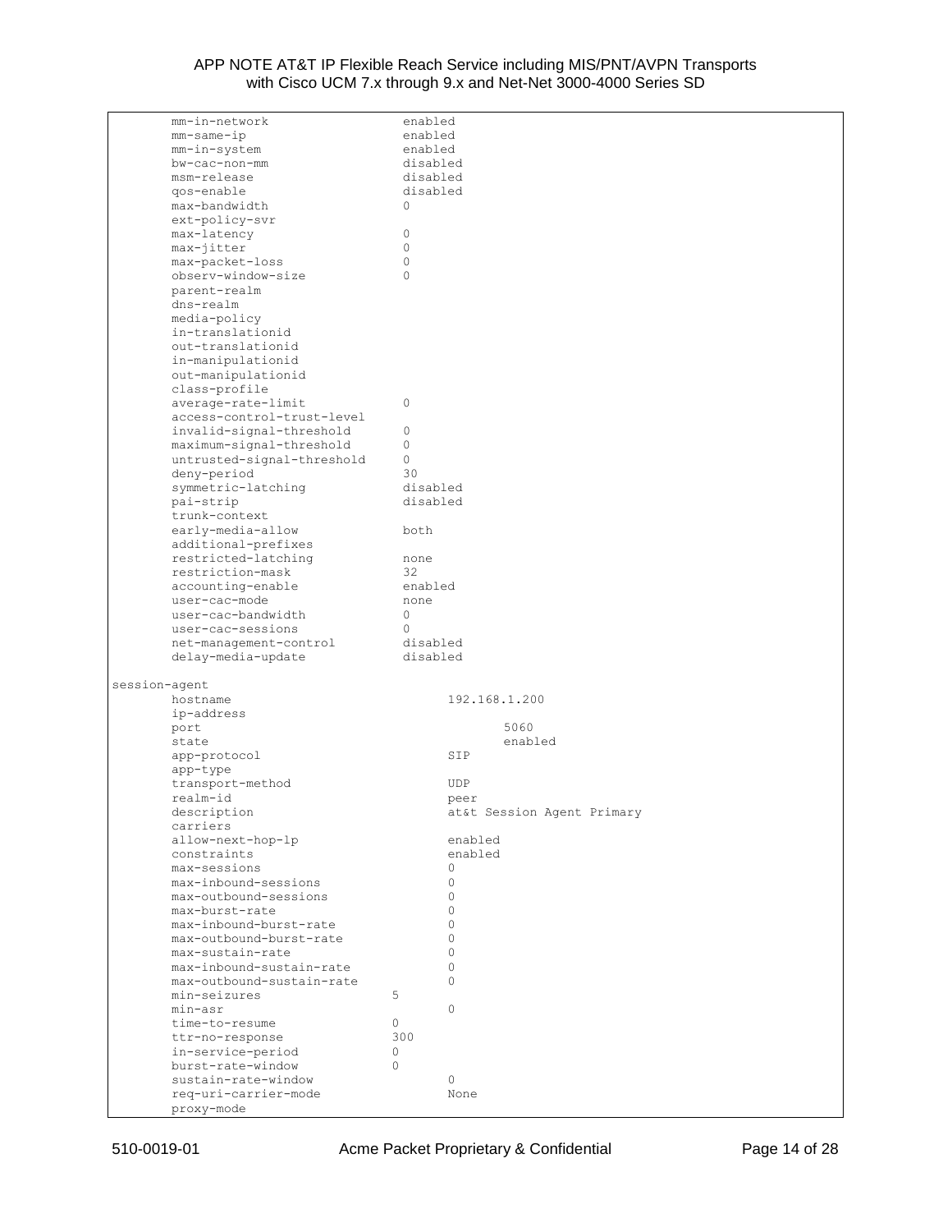```
        mm-in-network                  enabled
        mm-same-ip                     enabled
        mm-in-system                   enabled
        bw-cac-non-mm                  disabled
        msm-release                    disabled
        qos-enable                     disabled
        max-bandwidth                  0
        ext-policy-svr
        max-latency                    0
        max-jitter                     0
        max-packet-loss                0
        observ-window-size             0
        parent-realm
        dns-realm
        media-policy
        in-translationid
        out-translationid
        in-manipulationid
        out-manipulationid
        class-profile
        average-rate-limit             0
        access-control-trust-level
        invalid-signal-threshold       0
        maximum-signal-threshold       0
        untrusted-signal-threshold     0
        deny-period                    30
        symmetric-latching             disabled
        pai-strip                      disabled
        trunk-context
        early-media-allow              both
        additional-prefixes
        restricted-latching            none
        restriction-mask               32
        accounting-enable              enabled
        user-cac-mode                  none
        user-cac-bandwidth             0
        user-cac-sessions              0
        net-management-control         disabled
        delay-media-update             disabled

session-agent
        hostname                             192.168.1.200
        ip-address
        port                                        5060
        state                                       enabled
        app-protocol                         SIP
        app-type
        transport-method                     UDP
        realm-id                             peer
        description                          at&t Session Agent Primary
        carriers
        allow-next-hop-lp                    enabled
        constraints                          enabled
        max-sessions                         0
        max-inbound-sessions                 0
        max-outbound-sessions                0
        max-burst-rate                       0
        max-inbound-burst-rate               0
        max-outbound-burst-rate              0
        max-sustain-rate                     0
        max-inbound-sustain-rate             0
        max-outbound-sustain-rate            0
        min-seizures                  5
        min-asr                              0
        time-to-resume                0
        ttr-no-response               300
        in-service-period             0
        burst-rate-window             0
        sustain-rate-window                  0
        req-uri-carrier-mode                 None
        proxy-mode
```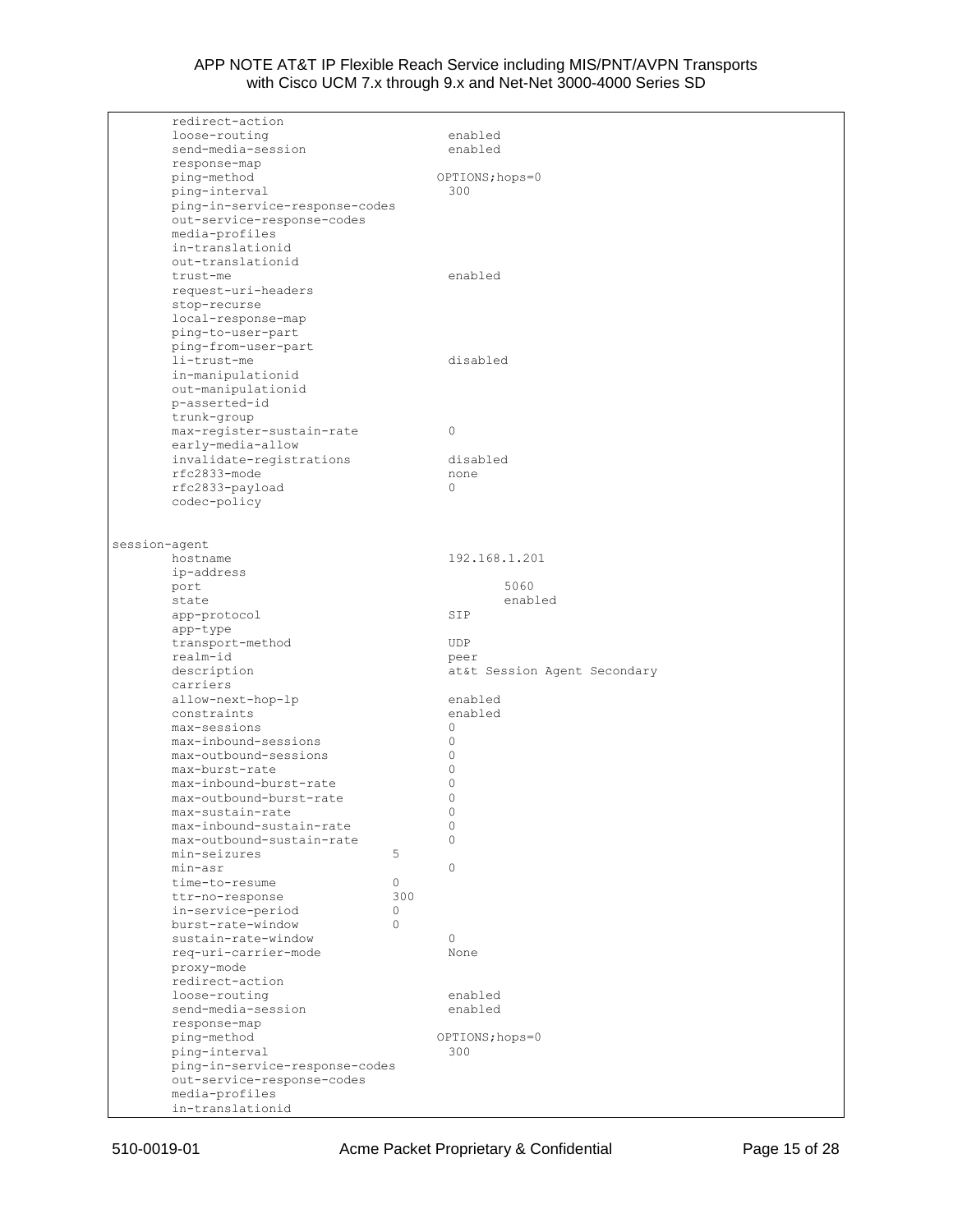```
        redirect-action
        loose-routing                     enabled
        send-media-session                enabled
        response-map
        ping-method                      OPTIONS;hops=0
        ping-interval                     300
        ping-in-service-response-codes
        out-service-response-codes
        media-profiles
        in-translationid
        out-translationid
        trust-me                          enabled
        request-uri-headers
        stop-recurse
        local-response-map
        ping-to-user-part
        ping-from-user-part
        li-trust-me                       disabled
        in-manipulationid
        out-manipulationid
        p-asserted-id
        trunk-group
        max-register-sustain-rate         0
        early-media-allow
        invalidate-registrations          disabled
        rfc2833-mode                      none
        rfc2833-payload                   0
        codec-policy


session-agent
        hostname                          192.168.1.201
        ip-address
        port                                    5060
        state                                   enabled
        app-protocol                      SIP
        app-type
        transport-method                  UDP
        realm-id                          peer
        description                       at&t Session Agent Secondary
        carriers
        allow-next-hop-lp                 enabled
        constraints                       enabled
        max-sessions                      0
        max-inbound-sessions              0
        max-outbound-sessions             0
        max-burst-rate                    0
        max-inbound-burst-rate            0
        max-outbound-burst-rate           0
        max-sustain-rate                  0
        max-inbound-sustain-rate          0
        max-outbound-sustain-rate         0
        min-seizures                  5
        min-asr                           0
        time-to-resume                0
        ttr-no-response               300
        in-service-period             0
        burst-rate-window             0
        sustain-rate-window               0
        req-uri-carrier-mode              None
        proxy-mode
        redirect-action
        loose-routing                     enabled
        send-media-session                enabled
        response-map
        ping-method                      OPTIONS;hops=0
        ping-interval                     300
        ping-in-service-response-codes
        out-service-response-codes
        media-profiles
        in-translationid
```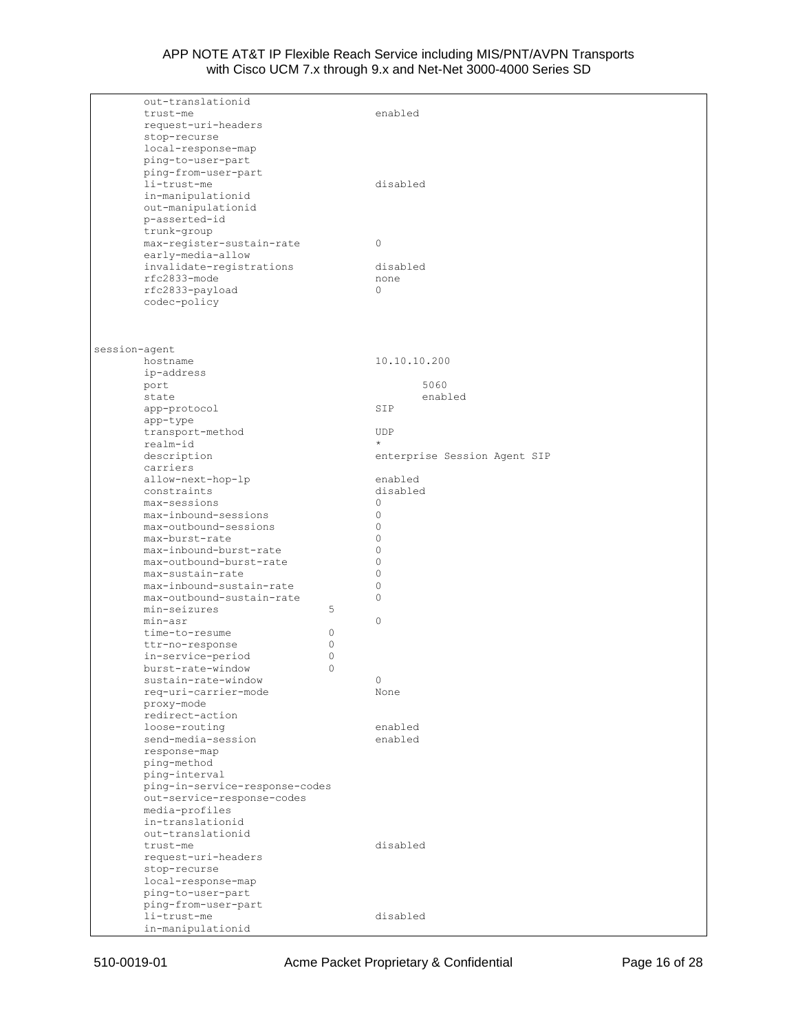```
        out-translationid
        trust-me                              enabled
        request-uri-headers
        stop-recurse
        local-response-map
        ping-to-user-part
        ping-from-user-part
        li-trust-me                           disabled
        in-manipulationid
        out-manipulationid
        p-asserted-id
        trunk-group
        max-register-sustain-rate             0
        early-media-allow
        invalidate-registrations              disabled
        rfc2833-mode                          none
        rfc2833-payload                       0
        codec-policy



session-agent
        hostname                              10.10.10.200
        ip-address
        port                                          5060
        state                                         enabled
        app-protocol                          SIP
        app-type
        transport-method                      UDP
        realm-id                              *
        description                           enterprise Session Agent SIP
        carriers
        allow-next-hop-lp                     enabled
        constraints                           disabled
        max-sessions                          0
        max-inbound-sessions                  0
        max-outbound-sessions                 0
        max-burst-rate                        0
        max-inbound-burst-rate                0
        max-outbound-burst-rate               0
        max-sustain-rate                      0
        max-inbound-sustain-rate              0
        max-outbound-sustain-rate             0
        min-seizures                   5
        min-asr                               0
        time-to-resume                 0
        ttr-no-response                0
        in-service-period              0
        burst-rate-window              0
        sustain-rate-window                   0
        req-uri-carrier-mode                  None
        proxy-mode
        redirect-action
        loose-routing                         enabled
        send-media-session                    enabled
        response-map
        ping-method
        ping-interval
        ping-in-service-response-codes
        out-service-response-codes
        media-profiles
        in-translationid
        out-translationid
        trust-me                              disabled
        request-uri-headers
        stop-recurse
        local-response-map
        ping-to-user-part
        ping-from-user-part
        li-trust-me                           disabled
        in-manipulationid
```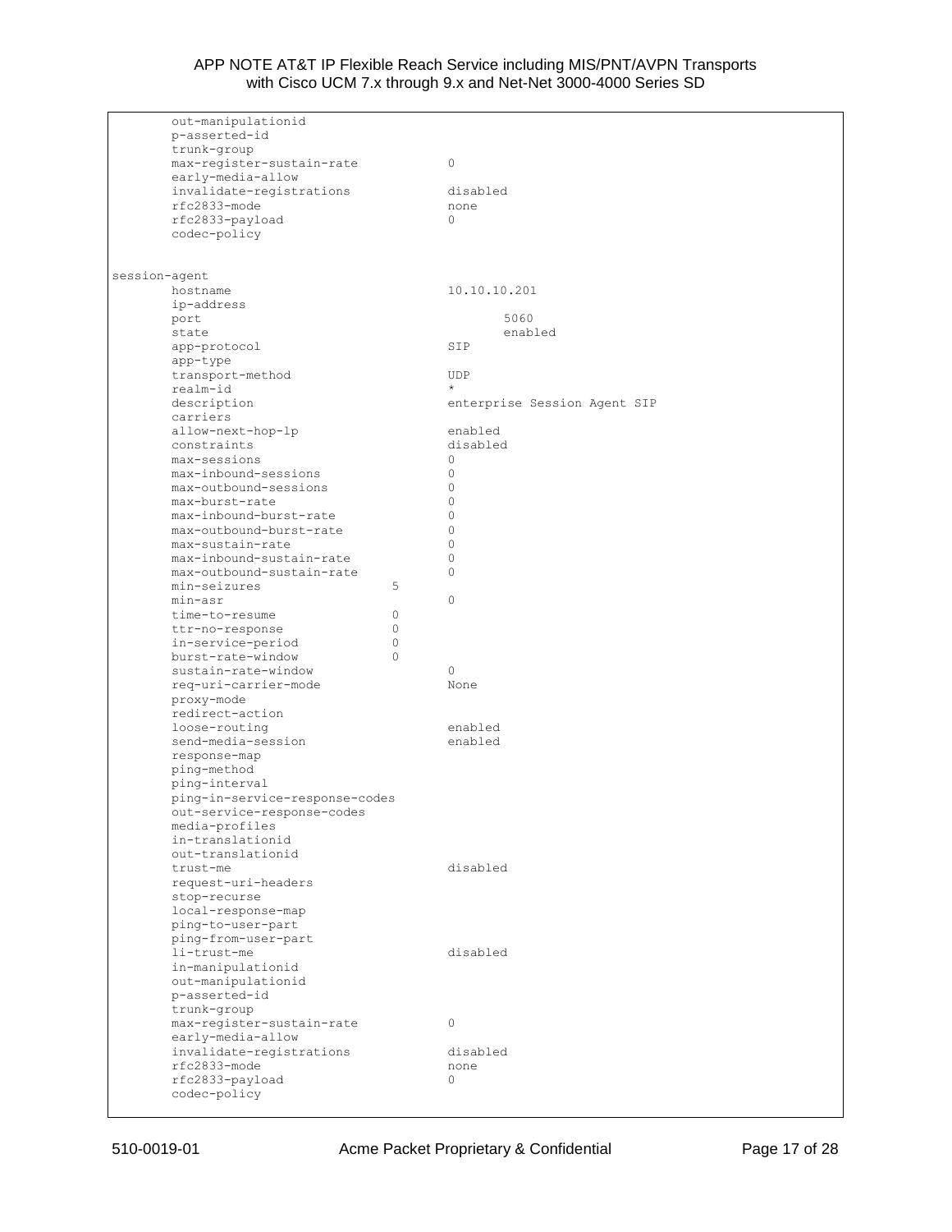```
        out-manipulationid
        p-asserted-id
        trunk-group
        max-register-sustain-rate           0
        early-media-allow
        invalidate-registrations            disabled
        rfc2833-mode                        none
        rfc2833-payload                     0
        codec-policy


session-agent
        hostname                            10.10.10.201
        ip-address
        port                                       5060
        state                                      enabled
        app-protocol                        SIP
        app-type
        transport-method                    UDP
        realm-id                            *
        description                         enterprise Session Agent SIP
        carriers
        allow-next-hop-lp                   enabled
        constraints                         disabled
        max-sessions                        0
        max-inbound-sessions                0
        max-outbound-sessions               0
        max-burst-rate                      0
        max-inbound-burst-rate              0
        max-outbound-burst-rate             0
        max-sustain-rate                    0
        max-inbound-sustain-rate            0
        max-outbound-sustain-rate           0
        min-seizures                  5
        min-asr                             0
        time-to-resume                0
        ttr-no-response               0
        in-service-period             0
        burst-rate-window             0
        sustain-rate-window                 0
        req-uri-carrier-mode                None
        proxy-mode
        redirect-action
        loose-routing                       enabled
        send-media-session                  enabled
        response-map
        ping-method
        ping-interval
        ping-in-service-response-codes
        out-service-response-codes
        media-profiles
        in-translationid
        out-translationid
        trust-me                            disabled
        request-uri-headers
        stop-recurse
        local-response-map
        ping-to-user-part
        ping-from-user-part
        li-trust-me                         disabled
        in-manipulationid
        out-manipulationid
        p-asserted-id
        trunk-group
        max-register-sustain-rate           0
        early-media-allow
        invalidate-registrations            disabled
        rfc2833-mode                        none
        rfc2833-payload                     0
        codec-policy
```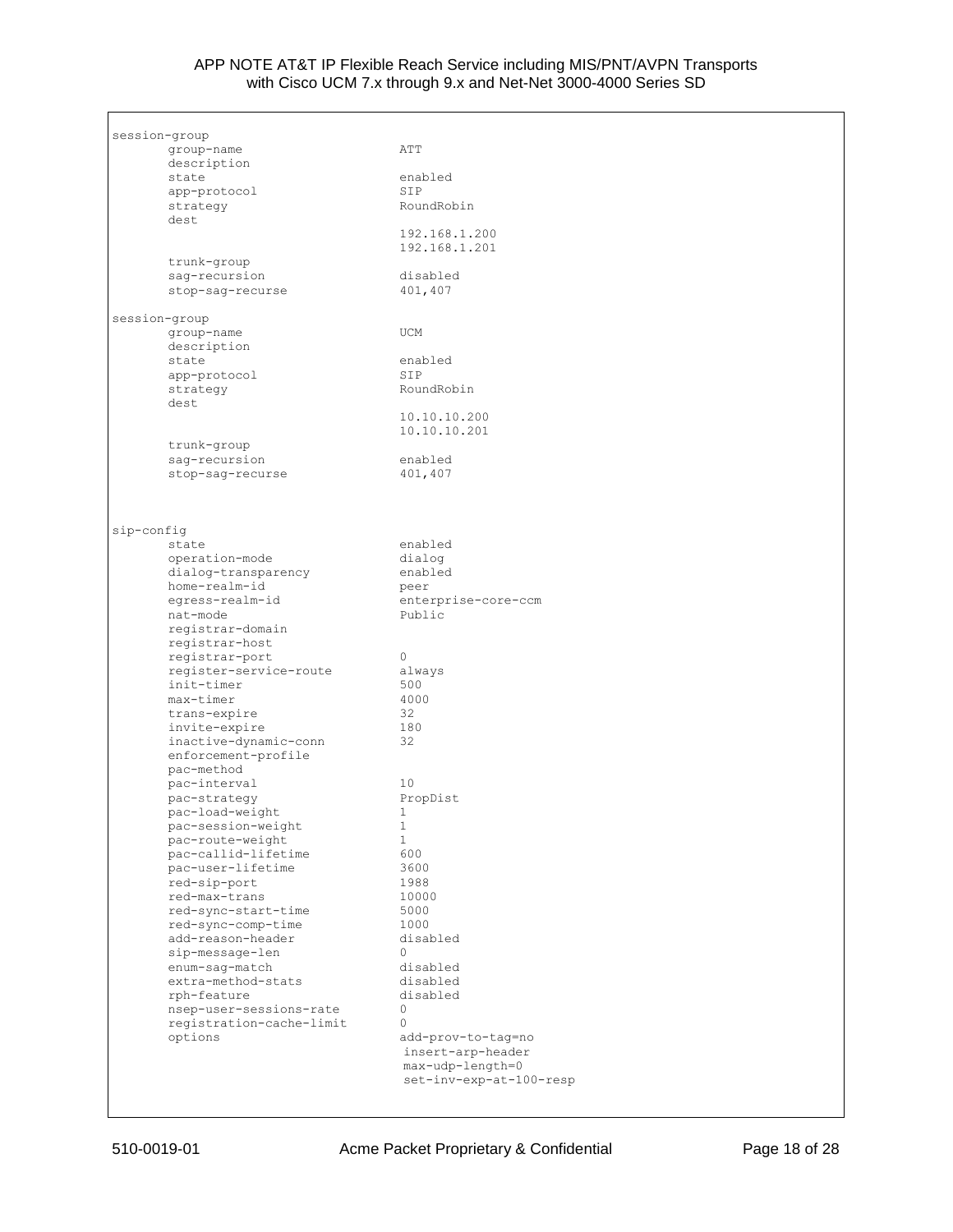```
session-group
        group-name                      ATT
        description
        state                           enabled
        app-protocol                    SIP
        strategy                        RoundRobin
        dest
                                        192.168.1.200
                                        192.168.1.201
        trunk-group
        sag-recursion                   disabled
        stop-sag-recurse                401,407

session-group
        group-name                      UCM
        description
        state                           enabled
        app-protocol                    SIP
        strategy                        RoundRobin
        dest
                                        10.10.10.200
                                        10.10.10.201
        trunk-group
        sag-recursion                   enabled
        stop-sag-recurse                401,407



sip-config
        state                           enabled
        operation-mode                  dialog
        dialog-transparency             enabled
        home-realm-id                   peer
        egress-realm-id                 enterprise-core-ccm
        nat-mode                        Public
        registrar-domain
        registrar-host
        registrar-port                  0
        register-service-route          always
        init-timer                      500
        max-timer                       4000
        trans-expire                    32
        invite-expire                   180
        inactive-dynamic-conn           32
        enforcement-profile
        pac-method
        pac-interval                    10
        pac-strategy                    PropDist
        pac-load-weight                 1
        pac-session-weight              1
        pac-route-weight                1
        pac-callid-lifetime             600
        pac-user-lifetime               3600
        red-sip-port                    1988
        red-max-trans                   10000
        red-sync-start-time             5000
        red-sync-comp-time              1000
        add-reason-header               disabled
        sip-message-len                 0
        enum-sag-match                  disabled
        extra-method-stats              disabled
        rph-feature                     disabled
        nsep-user-sessions-rate         0
        registration-cache-limit        0
        options                         add-prov-to-tag=no
                                         insert-arp-header
                                         max-udp-length=0
                                         set-inv-exp-at-100-resp
```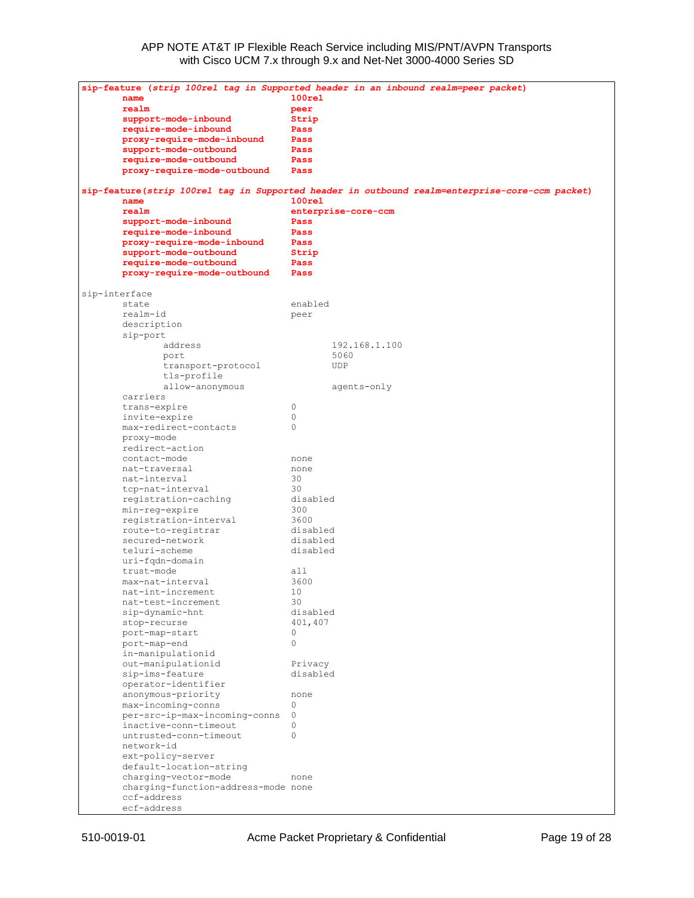```
sip-feature (strip 100rel tag in Supported header in an inbound realm=peer packet)
        name                            100rel
        realm                           peer
        support-mode-inbound            Strip
        require-mode-inbound            Pass
        proxy-require-mode-inbound      Pass
        support-mode-outbound           Pass
        require-mode-outbound           Pass
        proxy-require-mode-outbound     Pass

sip-feature(strip 100rel tag in Supported header in outbound realm=enterprise-core-ccm packet)
        name                            100rel
        realm                           enterprise-core-ccm
        support-mode-inbound            Pass
        require-mode-inbound            Pass
        proxy-require-mode-inbound      Pass
        support-mode-outbound           Strip
        require-mode-outbound           Pass
        proxy-require-mode-outbound     Pass

sip-interface
        state                           enabled
        realm-id                        peer
        description
        sip-port
                address                         192.168.1.100
                port                            5060
                transport-protocol              UDP
                tls-profile
                allow-anonymous                 agents-only
        carriers
        trans-expire                    0
        invite-expire                   0
        max-redirect-contacts           0
        proxy-mode
        redirect-action
        contact-mode                    none
        nat-traversal                   none
        nat-interval                    30
        tcp-nat-interval                30
        registration-caching            disabled
        min-reg-expire                  300
        registration-interval           3600
        route-to-registrar              disabled
        secured-network                 disabled
        teluri-scheme                   disabled
        uri-fqdn-domain
        trust-mode                      all
        max-nat-interval                3600
        nat-int-increment               10
        nat-test-increment              30
        sip-dynamic-hnt                 disabled
        stop-recurse                    401,407
        port-map-start                  0
        port-map-end                    0
        in-manipulationid
        out-manipulationid              Privacy
        sip-ims-feature                 disabled
        operator-identifier
        anonymous-priority              none
        max-incoming-conns              0
        per-src-ip-max-incoming-conns   0
        inactive-conn-timeout           0
        untrusted-conn-timeout          0
        network-id
        ext-policy-server
        default-location-string
        charging-vector-mode            none
        charging-function-address-mode none
        ccf-address
        ecf-address
```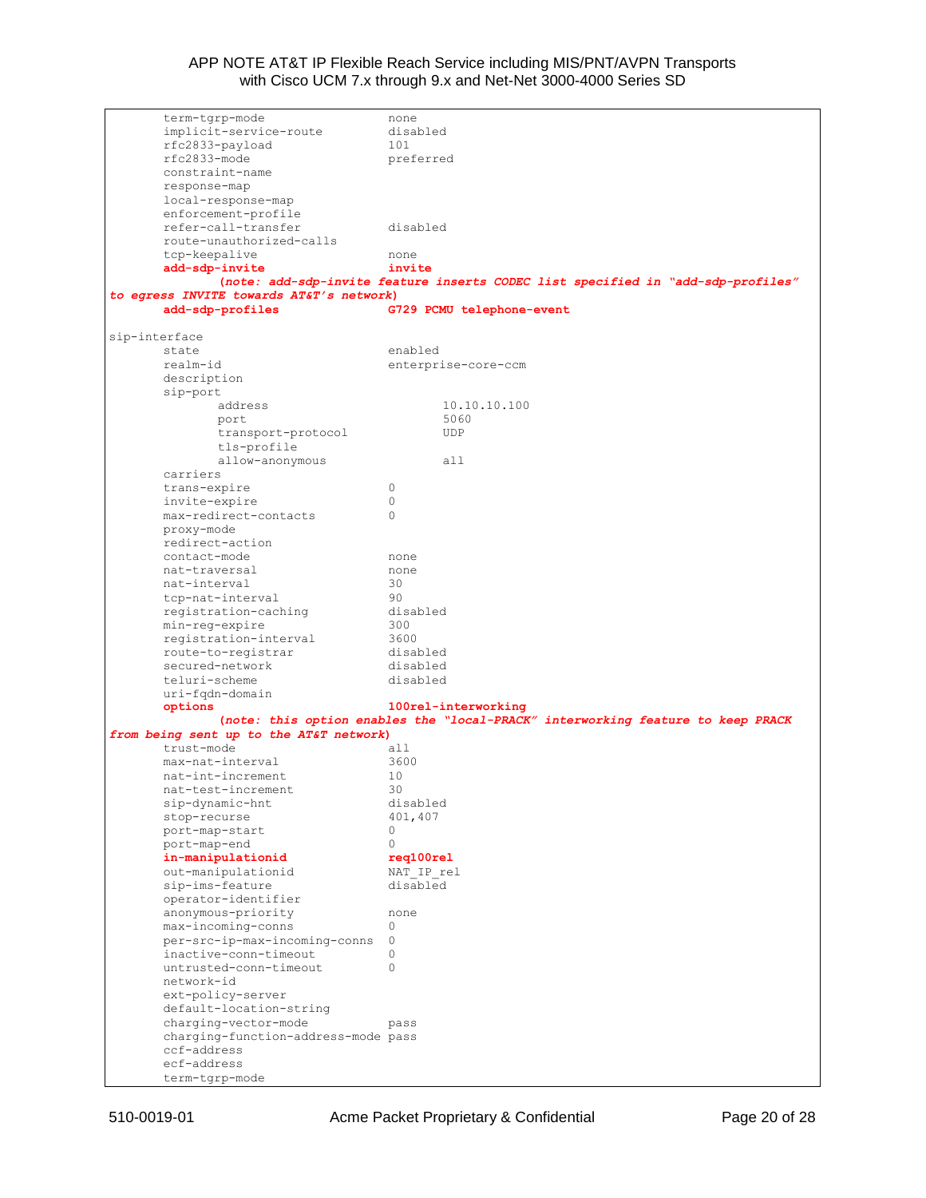```
        term-tgrp-mode                  none
        implicit-service-route          disabled
        rfc2833-payload                 101
        rfc2833-mode                    preferred
        constraint-name
        response-map
        local-response-map
        enforcement-profile
        refer-call-transfer             disabled
        route-unauthorized-calls
        tcp-keepalive                   none
        add-sdp-invite                  invite
                (note: add-sdp-invite feature inserts CODEC list specified in "add-sdp-profiles"
to egress INVITE towards AT&T's network)
        add-sdp-profiles                G729 PCMU telephone-event

sip-interface
        state                           enabled
        realm-id                        enterprise-core-ccm
        description
        sip-port
                address                         10.10.10.100
                port                            5060
                transport-protocol              UDP
                tls-profile
                allow-anonymous                 all
        carriers
        trans-expire                    0
        invite-expire                   0
        max-redirect-contacts           0
        proxy-mode
        redirect-action
        contact-mode                    none
        nat-traversal                   none
        nat-interval                    30
        tcp-nat-interval                90
        registration-caching            disabled
        min-reg-expire                  300
        registration-interval           3600
        route-to-registrar              disabled
        secured-network                 disabled
        teluri-scheme                   disabled
        uri-fqdn-domain
        options                         100rel-interworking
                (note: this option enables the "local-PRACK" interworking feature to keep PRACK
from being sent up to the AT&T network)
        trust-mode                      all
        max-nat-interval                3600
        nat-int-increment               10
        nat-test-increment              30
        sip-dynamic-hnt                 disabled
        stop-recurse                    401,407
        port-map-start                  0
        port-map-end                    0
        in-manipulationid               req100rel
        out-manipulationid              NAT_IP_rel
        sip-ims-feature                 disabled
        operator-identifier
        anonymous-priority              none
        max-incoming-conns              0
        per-src-ip-max-incoming-conns   0
        inactive-conn-timeout           0
        untrusted-conn-timeout          0
        network-id
        ext-policy-server
        default-location-string
        charging-vector-mode            pass
        charging-function-address-mode pass
        ccf-address
        ecf-address
        term-tgrp-mode
```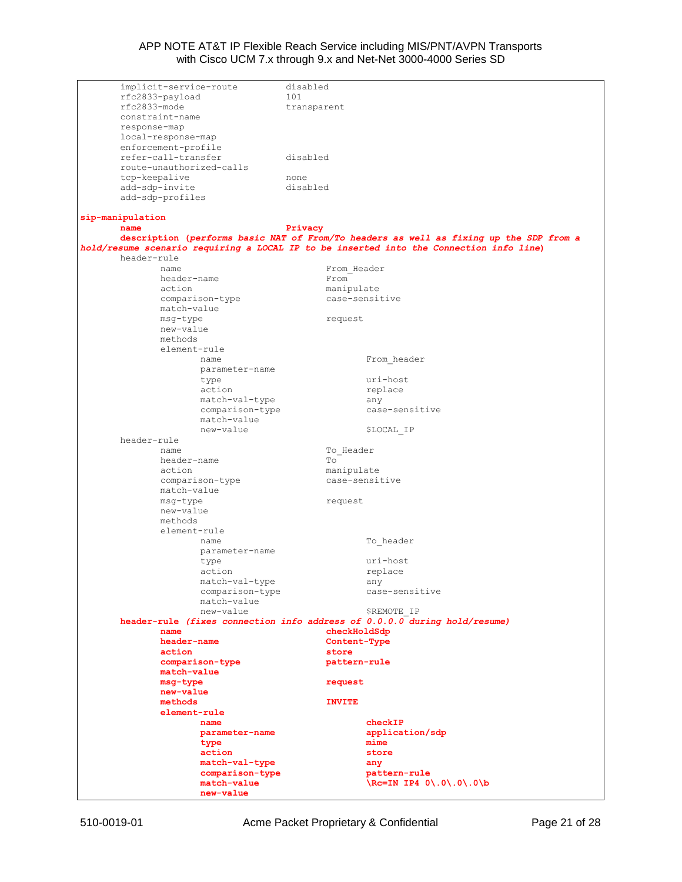```
        implicit-service-route          disabled
        rfc2833-payload                 101
        rfc2833-mode                    transparent
        constraint-name
        response-map
        local-response-map
        enforcement-profile
        refer-call-transfer             disabled
        route-unauthorized-calls
        tcp-keepalive                   none
        add-sdp-invite                  disabled
        add-sdp-profiles

sip-manipulation
        name                            Privacy
        description (performs basic NAT of From/To headers as well as fixing up the SDP from a
hold/resume scenario requiring a LOCAL IP to be inserted into the Connection info line)
        header-rule
                name                            From_Header
                header-name                     From
                action                          manipulate
                comparison-type                 case-sensitive
                match-value
                msg-type                        request
                new-value
                methods
                element-rule
                        name                            From_header
                        parameter-name
                        type                            uri-host
                        action                          replace
                        match-val-type                  any
                        comparison-type                 case-sensitive
                        match-value
                        new-value                       $LOCAL_IP
        header-rule
                name                            To_Header
                header-name                     To
                action                          manipulate
                comparison-type                 case-sensitive
                match-value
                msg-type                        request
                new-value
                methods
                element-rule
                        name                            To_header
                        parameter-name
                        type                            uri-host
                        action                          replace
                        match-val-type                  any
                        comparison-type                 case-sensitive
                        match-value
                        new-value                       $REMOTE_IP
        header-rule (fixes connection info address of 0.0.0.0 during hold/resume)
                name                            checkHoldSdp
                header-name                     Content-Type
                action                          store
                comparison-type                 pattern-rule
                match-value
                msg-type                        request
                new-value
                methods                         INVITE
                element-rule
                        name                            checkIP
                        parameter-name                  application/sdp
                        type                            mime
                        action                          store
                        match-val-type                  any
                        comparison-type                 pattern-rule
                        match-value                     \Rc=IN IP4 0\.0\.0\.0\b
                        new-value
```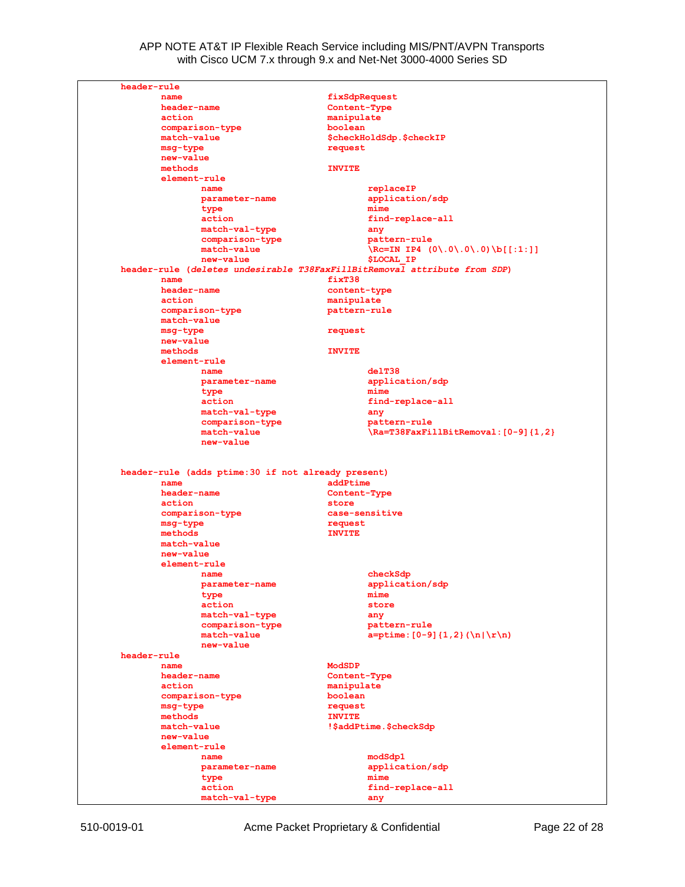```
header-rule
        name                            fixSdpRequest
        header-name                     Content-Type
        action                          manipulate
        comparison-type                 boolean
        match-value                     $checkHoldSdp.$checkIP
        msg-type                        request
        new-value
        methods                         INVITE
        element-rule
                name                            replaceIP
                parameter-name                  application/sdp
                type                            mime
                action                          find-replace-all
                match-val-type                  any
                comparison-type                 pattern-rule
                match-value                     \Rc=IN IP4 (0\.0\.0\.0)\b[[:1:]]
                new-value                       $LOCAL_IP
header-rule (deletes undesirable T38FaxFillBitRemoval attribute from SDP)
        name                            fixT38
        header-name                     content-type
        action                          manipulate
        comparison-type                 pattern-rule
        match-value
        msg-type                        request
        new-value
        methods                         INVITE
        element-rule
                name                            delT38
                parameter-name                  application/sdp
                type                            mime
                action                          find-replace-all
                match-val-type                  any
                comparison-type                 pattern-rule
                match-value                     \Ra=T38FaxFillBitRemoval:[0-9]{1,2}
                new-value


header-rule (adds ptime:30 if not already present)
        name                            addPtime
        header-name                     Content-Type
        action                          store
        comparison-type                 case-sensitive
        msg-type                        request
        methods                         INVITE
        match-value
        new-value
        element-rule
                name                            checkSdp
                parameter-name                  application/sdp
                type                            mime
                action                          store
                match-val-type                  any
                comparison-type                 pattern-rule
                match-value                     a=ptime:[0-9]{1,2}(\n|\r\n)
                new-value
header-rule
        name                            ModSDP
        header-name                     Content-Type
        action                          manipulate
        comparison-type                 boolean
        msg-type                        request
        methods                         INVITE
        match-value                     !$addPtime.$checkSdp
        new-value
        element-rule
                name                            modSdp1
                parameter-name                  application/sdp
                type                            mime
                action                          find-replace-all
                match-val-type                  any
```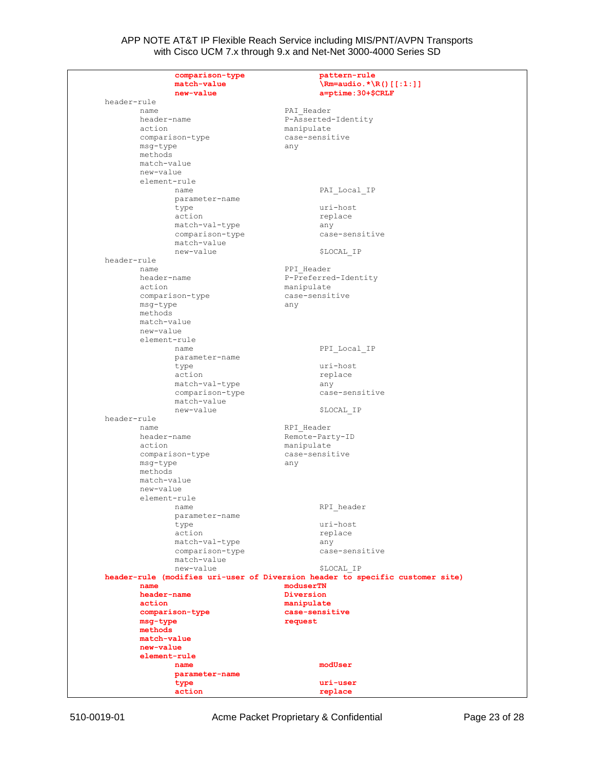```
                comparison-type               pattern-rule
                match-value                   \Rm=audio.*\R()[[:1:]]
                new-value                     a=ptime:30+$CRLF
    header-rule
        name                              PAI_Header
        header-name                       P-Asserted-Identity
        action                            manipulate
        comparison-type                   case-sensitive
        msg-type                          any
        methods
        match-value
        new-value
        element-rule
                name                          PAI_Local_IP
                parameter-name
                type                          uri-host
                action                        replace
                match-val-type                any
                comparison-type               case-sensitive
                match-value
                new-value                     $LOCAL_IP
    header-rule
        name                              PPI_Header
        header-name                       P-Preferred-Identity
        action                            manipulate
        comparison-type                   case-sensitive
        msg-type                          any
        methods
        match-value
        new-value
        element-rule
                name                          PPI_Local_IP
                parameter-name
                type                          uri-host
                action                        replace
                match-val-type                any
                comparison-type               case-sensitive
                match-value
                new-value                     $LOCAL_IP
    header-rule
        name                              RPI_Header
        header-name                       Remote-Party-ID
        action                            manipulate
        comparison-type                   case-sensitive
        msg-type                          any
        methods
        match-value
        new-value
        element-rule
                name                          RPI_header
                parameter-name
                type                          uri-host
                action                        replace
                match-val-type                any
                comparison-type               case-sensitive
                match-value
                new-value                     $LOCAL_IP
    header-rule (modifies uri-user of Diversion header to specific customer site)
        name                              moduserTN
        header-name                       Diversion
        action                            manipulate
        comparison-type                   case-sensitive
        msg-type                          request
        methods
        match-value
        new-value
        element-rule
                name                          modUser
                parameter-name
                type                          uri-user
                action                        replace
```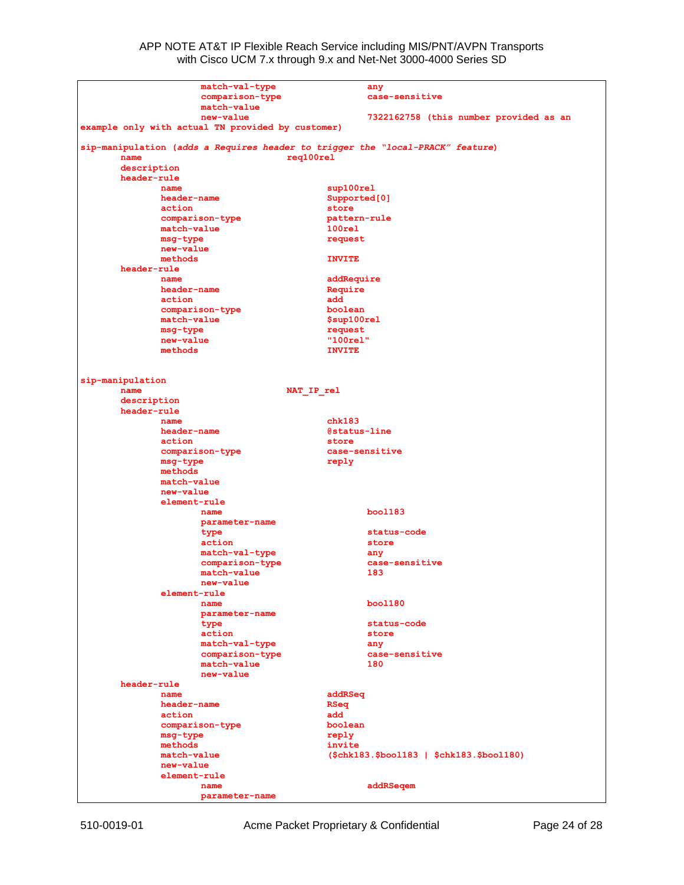```
                        match-val-type                  any
                        comparison-type                 case-sensitive
                        match-value
                        new-value                       7322162758 (this number provided as an
example only with actual TN provided by customer)

sip-manipulation (adds a Requires header to trigger the "local-PRACK" feature)
        name                            req100rel
        description
        header-rule
                name                            sup100rel
                header-name                     Supported[0]
                action                          store
                comparison-type                 pattern-rule
                match-value                     100rel
                msg-type                        request
                new-value
                methods                         INVITE
        header-rule
                name                            addRequire
                header-name                     Require
                action                          add
                comparison-type                 boolean
                match-value                     $sup100rel
                msg-type                        request
                new-value                       "100rel"
                methods                         INVITE


sip-manipulation
        name                            NAT_IP_rel
        description
        header-rule
                name                            chk183
                header-name                     @status-line
                action                          store
                comparison-type                 case-sensitive
                msg-type                        reply
                methods
                match-value
                new-value
                element-rule
                        name                            bool183
                        parameter-name
                        type                            status-code
                        action                          store
                        match-val-type                  any
                        comparison-type                 case-sensitive
                        match-value                     183
                        new-value
                element-rule
                        name                            bool180
                        parameter-name
                        type                            status-code
                        action                          store
                        match-val-type                  any
                        comparison-type                 case-sensitive
                        match-value                     180
                        new-value
        header-rule
                name                            addRSeq
                header-name                     RSeq
                action                          add
                comparison-type                 boolean
                msg-type                        reply
                methods                         invite
                match-value                     ($chk183.$bool183 | $chk183.$bool180)
                new-value
                element-rule
                        name                            addRSeqem
                        parameter-name
```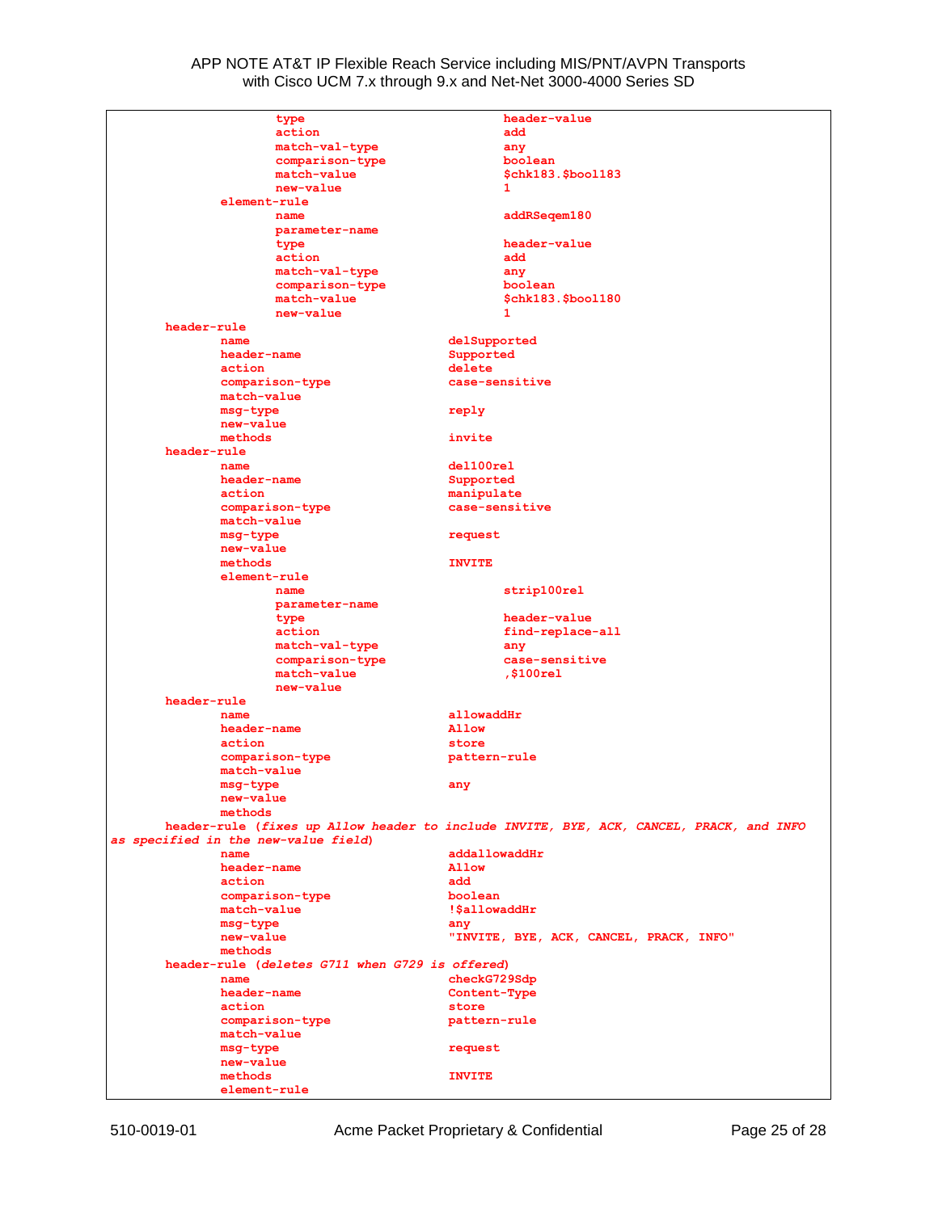```
                    type                        header-value
                    action                      add
                    match-val-type              any
                    comparison-type             boolean
                    match-value                 $chk183.$bool183
                    new-value                   1
            element-rule
                    name                        addRSeqem180
                    parameter-name
                    type                        header-value
                    action                      add
                    match-val-type              any
                    comparison-type             boolean
                    match-value                 $chk183.$bool180
                    new-value                   1
        header-rule
            name                            delSupported
            header-name                     Supported
            action                          delete
            comparison-type                 case-sensitive
            match-value
            msg-type                        reply
            new-value
            methods                         invite
        header-rule
            name                            del100rel
            header-name                     Supported
            action                          manipulate
            comparison-type                 case-sensitive
            match-value
            msg-type                        request
            new-value
            methods                         INVITE
            element-rule
                    name                        strip100rel
                    parameter-name
                    type                        header-value
                    action                      find-replace-all
                    match-val-type              any
                    comparison-type             case-sensitive
                    match-value                 ,$100rel
                    new-value
        header-rule
            name                            allowaddHr
            header-name                     Allow
            action                          store
            comparison-type                 pattern-rule
            match-value
            msg-type                        any
            new-value
            methods
        header-rule (fixes up Allow header to include INVITE, BYE, ACK, CANCEL, PRACK, and INFO
as specified in the new-value field)
            name                            addallowaddHr
            header-name                     Allow
            action                          add
            comparison-type                 boolean
            match-value                     !$allowaddHr
            msg-type                        any
            new-value                       "INVITE, BYE, ACK, CANCEL, PRACK, INFO"
            methods
        header-rule (deletes G711 when G729 is offered)
            name                            checkG729Sdp
            header-name                     Content-Type
            action                          store
            comparison-type                 pattern-rule
            match-value
            msg-type                        request
            new-value
            methods                         INVITE
            element-rule
```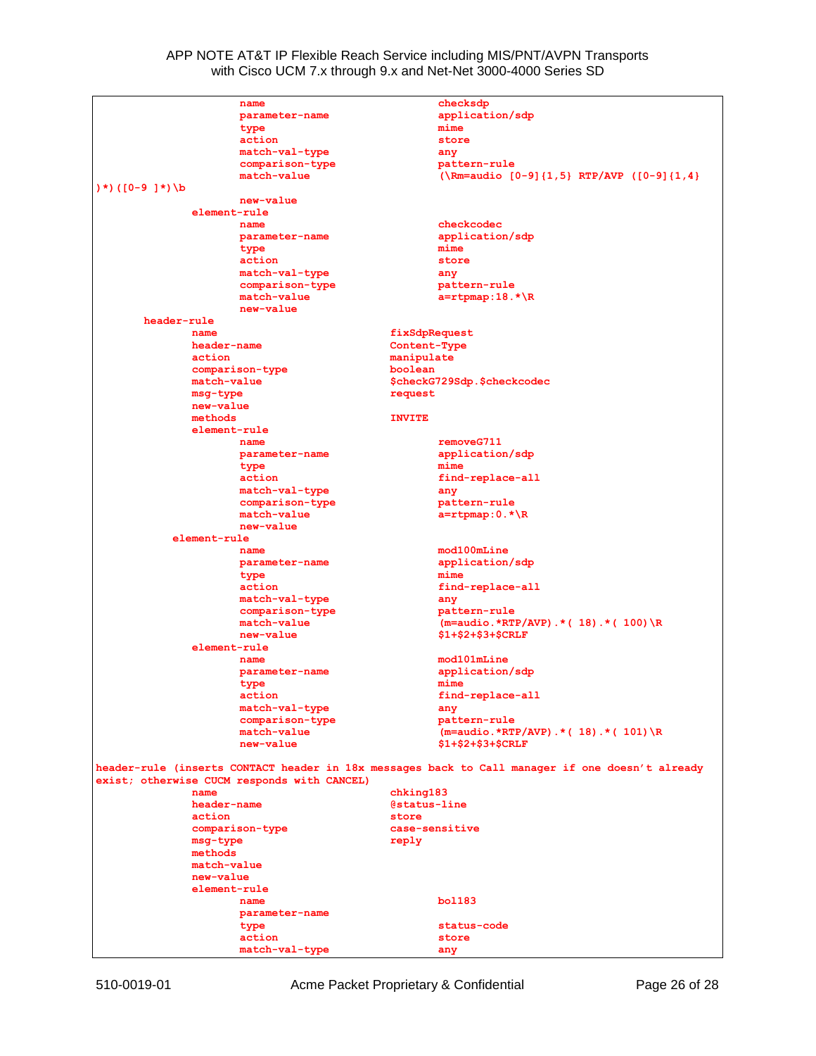```
                    name                            checksdp
                    parameter-name                  application/sdp
                    type                            mime
                    action                          store
                    match-val-type                  any
                    comparison-type                 pattern-rule
                    match-value                     (\Rm=audio [0-9]{1,5} RTP/AVP ([0-9]{1,4}
)*)([0-9 ]*)\b
                    new-value
               element-rule
                    name                            checkcodec
                    parameter-name                  application/sdp
                    type                            mime
                    action                          store
                    match-val-type                  any
                    comparison-type                 pattern-rule
                    match-value                     a=rtpmap:18.*\R
                    new-value
          header-rule
               name                            fixSdpRequest
               header-name                     Content-Type
               action                          manipulate
               comparison-type                 boolean
               match-value                     $checkG729Sdp.$checkcodec
               msg-type                        request
               new-value
               methods                         INVITE
               element-rule
                    name                            removeG711
                    parameter-name                  application/sdp
                    type                            mime
                    action                          find-replace-all
                    match-val-type                  any
                    comparison-type                 pattern-rule
                    match-value                     a=rtpmap:0.*\R
                    new-value
             element-rule
                    name                            mod100mLine
                    parameter-name                  application/sdp
                    type                            mime
                    action                          find-replace-all
                    match-val-type                  any
                    comparison-type                 pattern-rule
                    match-value                     (m=audio.*RTP/AVP).*( 18).*( 100)\R
                    new-value                       $1+$2+$3+$CRLF
               element-rule
                    name                            mod101mLine
                    parameter-name                  application/sdp
                    type                            mime
                    action                          find-replace-all
                    match-val-type                  any
                    comparison-type                 pattern-rule
                    match-value                     (m=audio.*RTP/AVP).*( 18).*( 101)\R
                    new-value                       $1+$2+$3+$CRLF

header-rule (inserts CONTACT header in 18x messages back to Call manager if one doesn't already
exist; otherwise CUCM responds with CANCEL)
               name                            chking183
               header-name                     @status-line
               action                          store
               comparison-type                 case-sensitive
               msg-type                        reply
               methods
               match-value
               new-value
               element-rule
                    name                            bol183
                    parameter-name
                    type                            status-code
                    action                          store
                    match-val-type                  any
```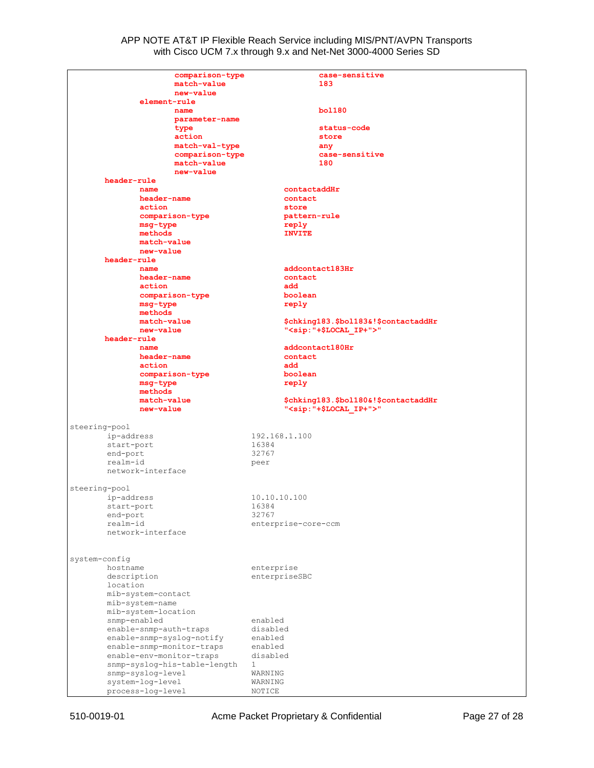```
                        comparison-type                 case-sensitive
                        match-value                     183
                        new-value
                element-rule
                        name                            bol180
                        parameter-name
                        type                            status-code
                        action                          store
                        match-val-type                  any
                        comparison-type                 case-sensitive
                        match-value                     180
                        new-value
        header-rule
                name                            contactaddHr
                header-name                     contact
                action                          store
                comparison-type                 pattern-rule
                msg-type                        reply
                methods                         INVITE
                match-value
                new-value
        header-rule
                name                            addcontact183Hr
                header-name                     contact
                action                          add
                comparison-type                 boolean
                msg-type                        reply
                methods
                match-value                     $chking183.$bol183&!$contactaddHr
                new-value                       "<sip:"+$LOCAL_IP+">"
        header-rule
                name                            addcontact180Hr
                header-name                     contact
                action                          add
                comparison-type                 boolean
                msg-type                        reply
                methods
                match-value                     $chking183.$bol180&!$contactaddHr
                new-value                       "<sip:"+$LOCAL_IP+">"

steering-pool
        ip-address                      192.168.1.100
        start-port                      16384
        end-port                        32767
        realm-id                        peer
        network-interface

steering-pool
        ip-address                      10.10.10.100
        start-port                      16384
        end-port                        32767
        realm-id                        enterprise-core-ccm
        network-interface


system-config
        hostname                        enterprise
        description                     enterpriseSBC
        location
        mib-system-contact
        mib-system-name
        mib-system-location
        snmp-enabled                    enabled
        enable-snmp-auth-traps          disabled
        enable-snmp-syslog-notify       enabled
        enable-snmp-monitor-traps       enabled
        enable-env-monitor-traps        disabled
        snmp-syslog-his-table-length    1
        snmp-syslog-level               WARNING
        system-log-level                WARNING
        process-log-level               NOTICE
```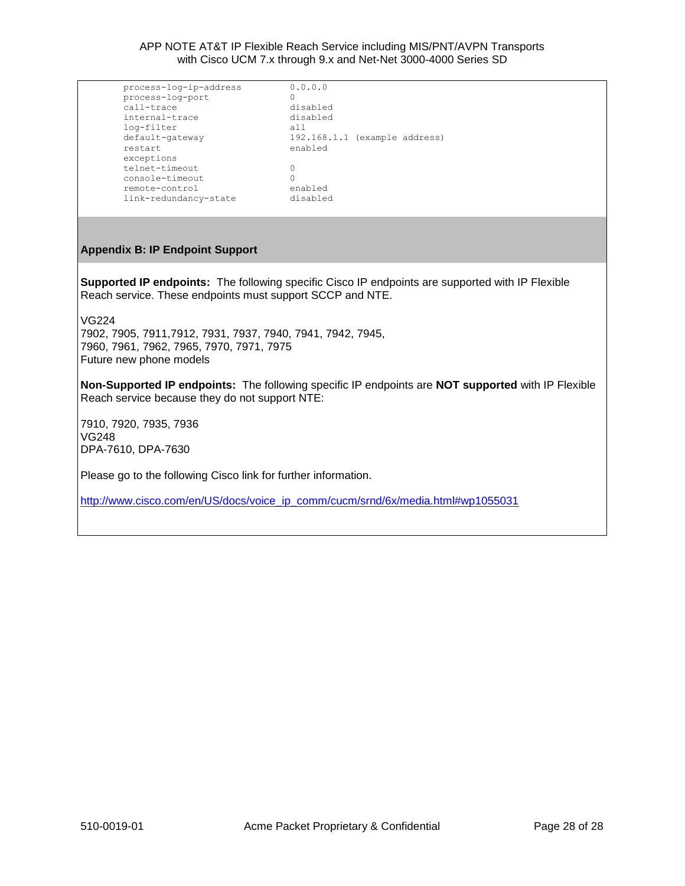```
process-log-ip-address          0.0.0.0
process-log-port                0
call-trace                      disabled
internal-trace                  disabled
log-filter                      all
default-gateway                 192.168.1.1 (example address)
restart                         enabled
exceptions
telnet-timeout                  0
console-timeout                 0
remote-control                  enabled
link-redundancy-state           disabled
```

## Appendix B: IP Endpoint Support

**Supported IP endpoints:** The following specific Cisco IP endpoints are supported with IP Flexible Reach service. These endpoints must support SCCP and NTE.

VG224
7902, 7905, 7911,7912, 7931, 7937, 7940, 7941, 7942, 7945,
7960, 7961, 7962, 7965, 7970, 7971, 7975
Future new phone models

**Non-Supported IP endpoints:** The following specific IP endpoints are **NOT supported** with IP Flexible Reach service because they do not support NTE:

7910, 7920, 7935, 7936
VG248
DPA-7610, DPA-7630

Please go to the following Cisco link for further information.

http://www.cisco.com/en/US/docs/voice_ip_comm/cucm/srnd/6x/media.html#wp1055031